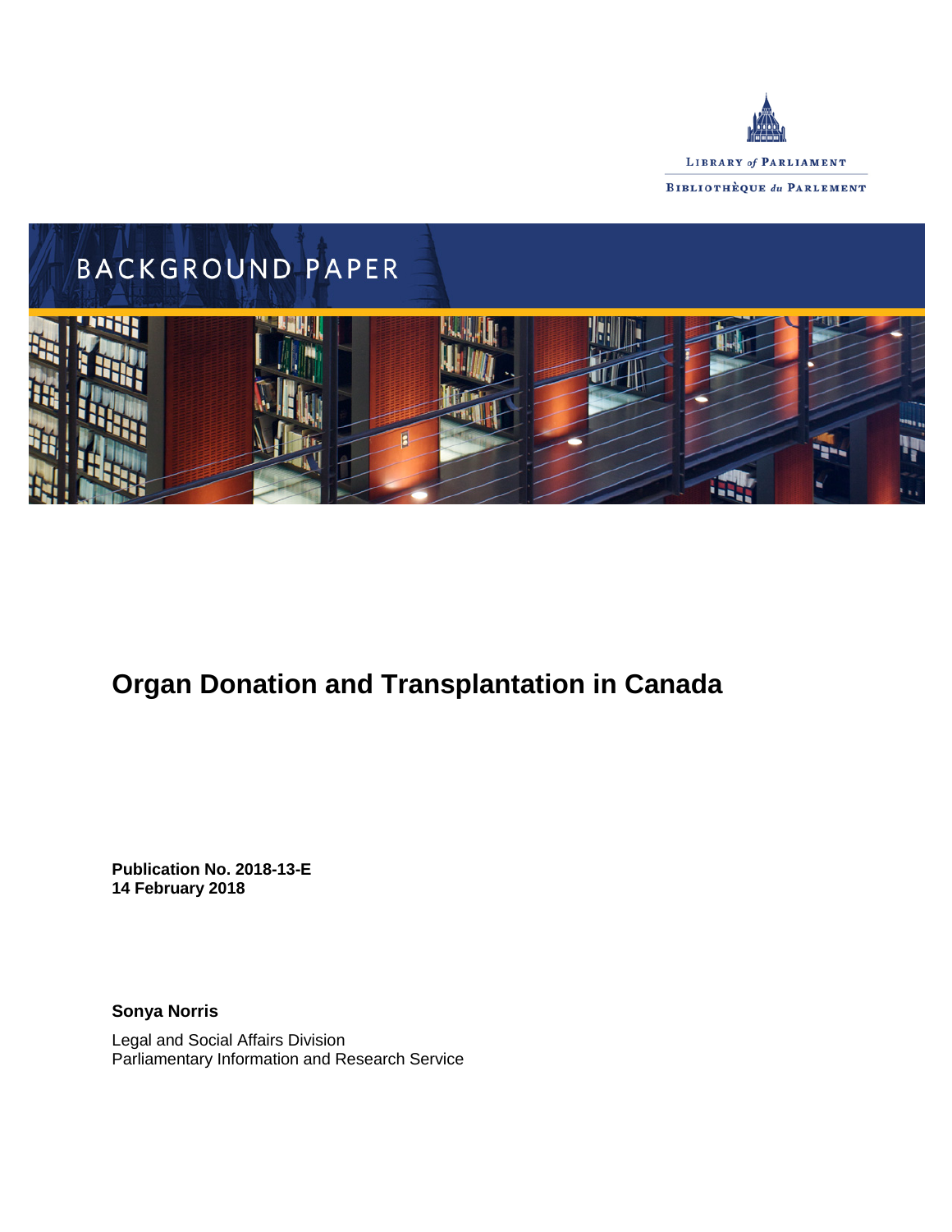LIBRARY *of* PARLIAMENT

BIBLIOTHÈQUE *du* PARLEMENT

BACKGROUND PAPER

# Organ Donation and Transplantation in Canada

**Publication No. 2018-13-E**
**14 February 2018**

**Sonya Norris**

Legal and Social Affairs Division
Parliamentary Information and Research Service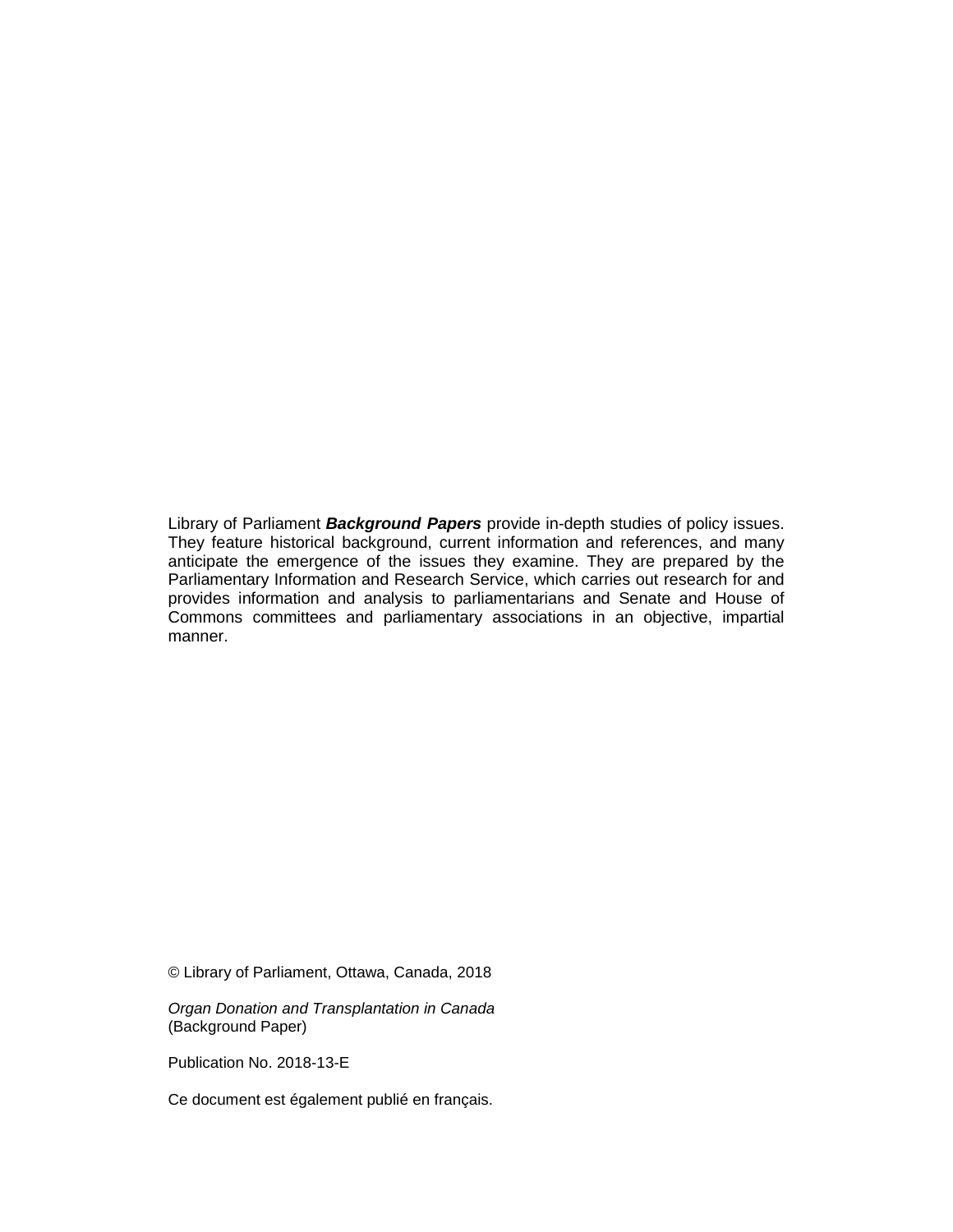Library of Parliament ***Background Papers*** provide in-depth studies of policy issues. They feature historical background, current information and references, and many anticipate the emergence of the issues they examine. They are prepared by the Parliamentary Information and Research Service, which carries out research for and provides information and analysis to parliamentarians and Senate and House of Commons committees and parliamentary associations in an objective, impartial manner.

© Library of Parliament, Ottawa, Canada, 2018

*Organ Donation and Transplantation in Canada*
(Background Paper)

Publication No. 2018-13-E

Ce document est également publié en français.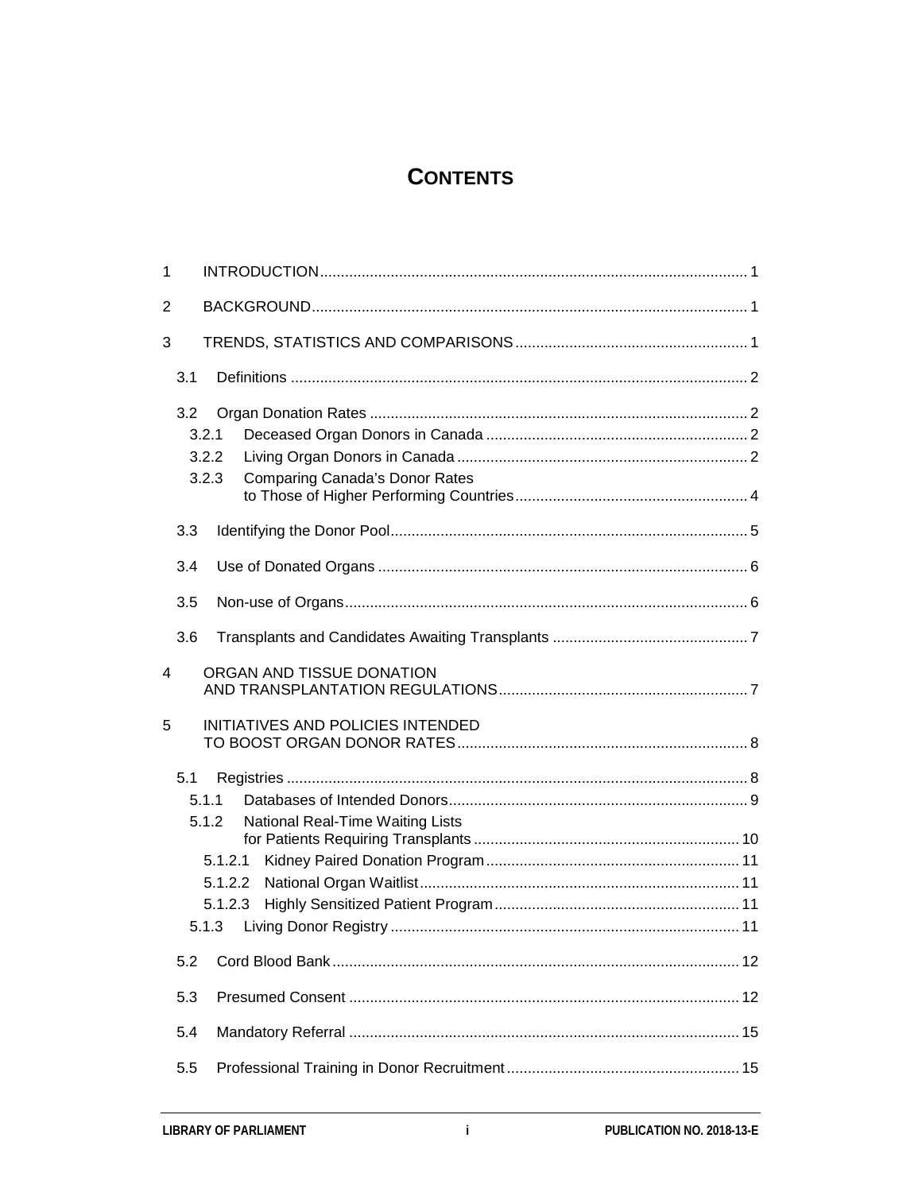# CONTENTS

1 INTRODUCTION ..... 1

2 BACKGROUND ..... 1

3 TRENDS, STATISTICS AND COMPARISONS ..... 1

- 3.1 Definitions ..... 2
- 3.2 Organ Donation Rates ..... 2
  - 3.2.1 Deceased Organ Donors in Canada ..... 2
  - 3.2.2 Living Organ Donors in Canada ..... 2
  - 3.2.3 Comparing Canada's Donor Rates to Those of Higher Performing Countries ..... 4
- 3.3 Identifying the Donor Pool ..... 5
- 3.4 Use of Donated Organs ..... 6
- 3.5 Non-use of Organs ..... 6
- 3.6 Transplants and Candidates Awaiting Transplants ..... 7

4 ORGAN AND TISSUE DONATION AND TRANSPLANTATION REGULATIONS ..... 7

5 INITIATIVES AND POLICIES INTENDED TO BOOST ORGAN DONOR RATES ..... 8

- 5.1 Registries ..... 8
  - 5.1.1 Databases of Intended Donors ..... 9
  - 5.1.2 National Real-Time Waiting Lists for Patients Requiring Transplants ..... 10
    - 5.1.2.1 Kidney Paired Donation Program ..... 11
    - 5.1.2.2 National Organ Waitlist ..... 11
    - 5.1.2.3 Highly Sensitized Patient Program ..... 11
  - 5.1.3 Living Donor Registry ..... 11
- 5.2 Cord Blood Bank ..... 12
- 5.3 Presumed Consent ..... 12
- 5.4 Mandatory Referral ..... 15
- 5.5 Professional Training in Donor Recruitment ..... 15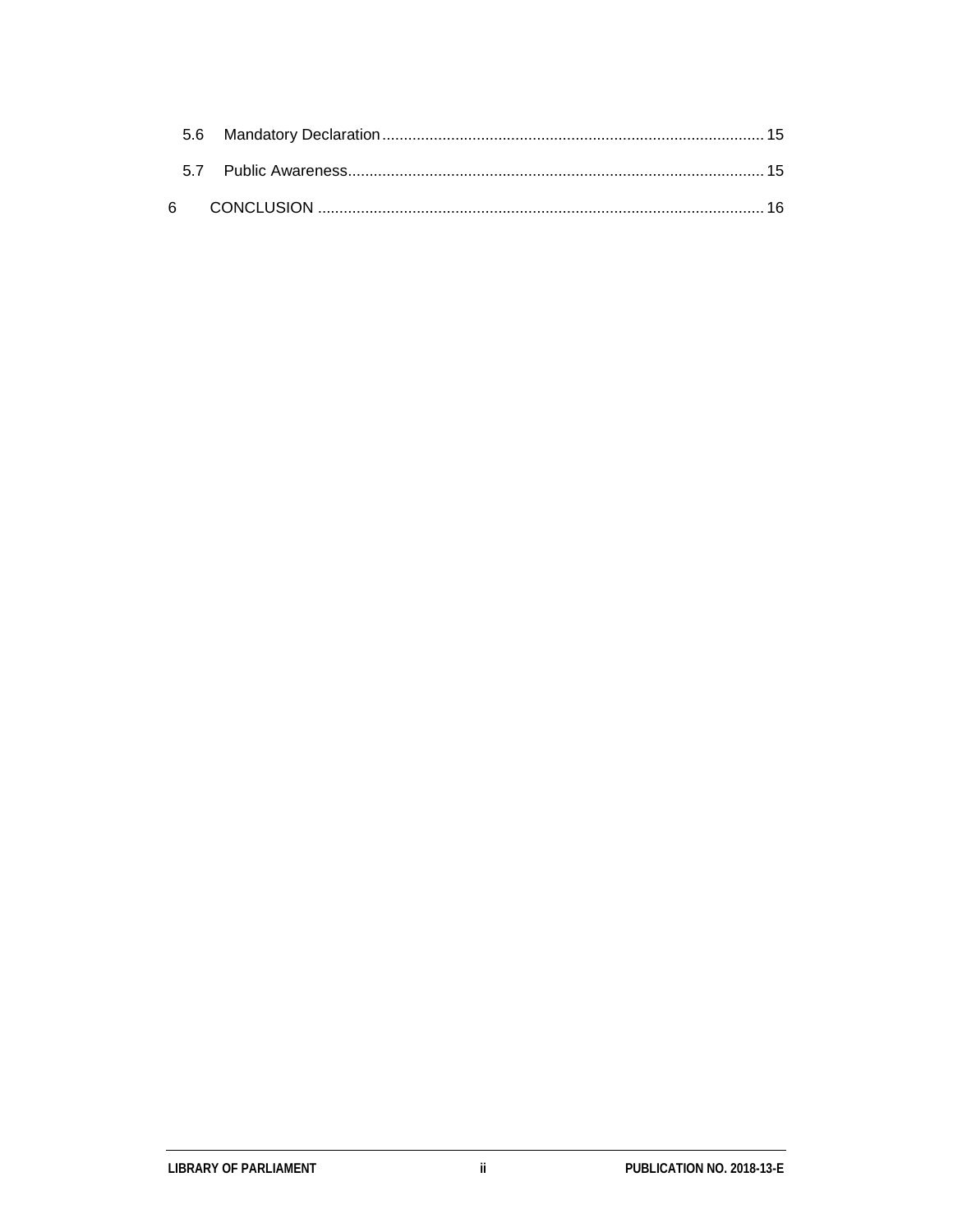5.6 Mandatory Declaration ........................................................................................ 15

5.7 Public Awareness................................................................................................ 15

6 CONCLUSION ...................................................................................................... 16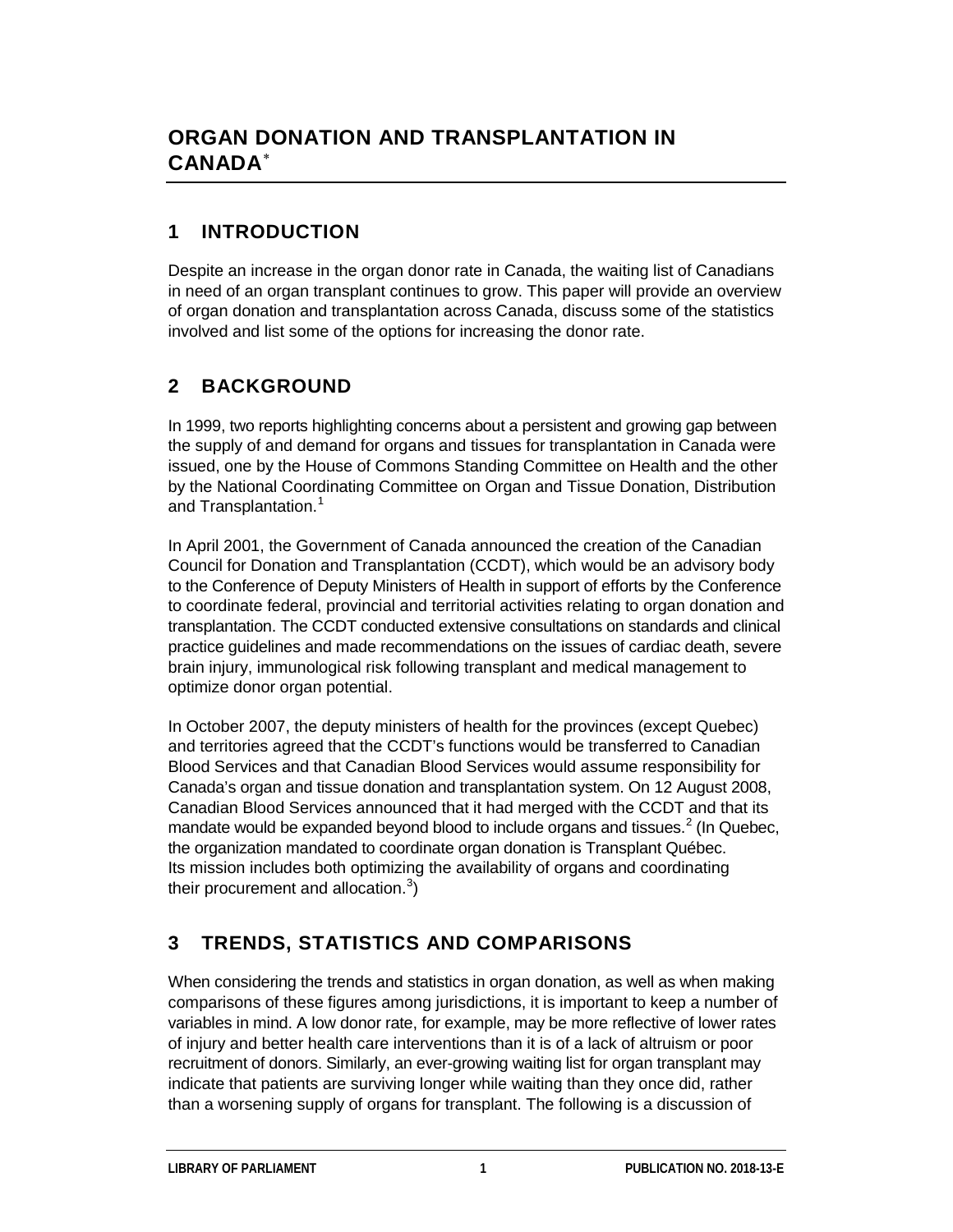# ORGAN DONATION AND TRANSPLANTATION IN CANADA*

## 1 INTRODUCTION

Despite an increase in the organ donor rate in Canada, the waiting list of Canadians in need of an organ transplant continues to grow. This paper will provide an overview of organ donation and transplantation across Canada, discuss some of the statistics involved and list some of the options for increasing the donor rate.

## 2 BACKGROUND

In 1999, two reports highlighting concerns about a persistent and growing gap between the supply of and demand for organs and tissues for transplantation in Canada were issued, one by the House of Commons Standing Committee on Health and the other by the National Coordinating Committee on Organ and Tissue Donation, Distribution and Transplantation.[1]

In April 2001, the Government of Canada announced the creation of the Canadian Council for Donation and Transplantation (CCDT), which would be an advisory body to the Conference of Deputy Ministers of Health in support of efforts by the Conference to coordinate federal, provincial and territorial activities relating to organ donation and transplantation. The CCDT conducted extensive consultations on standards and clinical practice guidelines and made recommendations on the issues of cardiac death, severe brain injury, immunological risk following transplant and medical management to optimize donor organ potential.

In October 2007, the deputy ministers of health for the provinces (except Quebec) and territories agreed that the CCDT's functions would be transferred to Canadian Blood Services and that Canadian Blood Services would assume responsibility for Canada's organ and tissue donation and transplantation system. On 12 August 2008, Canadian Blood Services announced that it had merged with the CCDT and that its mandate would be expanded beyond blood to include organs and tissues.[2] (In Quebec, the organization mandated to coordinate organ donation is Transplant Québec. Its mission includes both optimizing the availability of organs and coordinating their procurement and allocation.[3])

## 3 TRENDS, STATISTICS AND COMPARISONS

When considering the trends and statistics in organ donation, as well as when making comparisons of these figures among jurisdictions, it is important to keep a number of variables in mind. A low donor rate, for example, may be more reflective of lower rates of injury and better health care interventions than it is of a lack of altruism or poor recruitment of donors. Similarly, an ever-growing waiting list for organ transplant may indicate that patients are surviving longer while waiting than they once did, rather than a worsening supply of organs for transplant. The following is a discussion of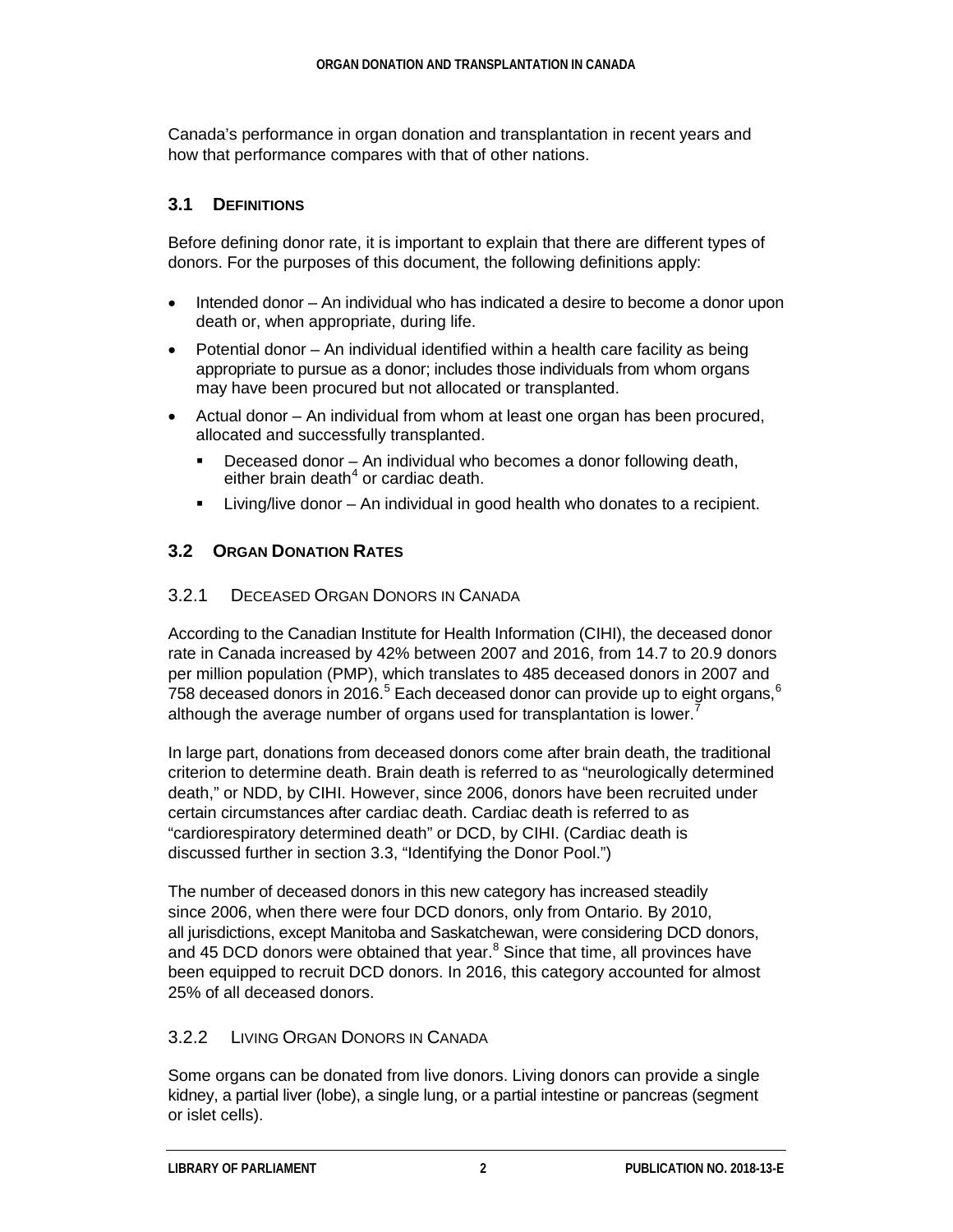Canada's performance in organ donation and transplantation in recent years and how that performance compares with that of other nations.

## 3.1 Definitions

Before defining donor rate, it is important to explain that there are different types of donors. For the purposes of this document, the following definitions apply:

- Intended donor – An individual who has indicated a desire to become a donor upon death or, when appropriate, during life.
- Potential donor – An individual identified within a health care facility as being appropriate to pursue as a donor; includes those individuals from whom organs may have been procured but not allocated or transplanted.
- Actual donor – An individual from whom at least one organ has been procured, allocated and successfully transplanted.
  - Deceased donor – An individual who becomes a donor following death, either brain death[4] or cardiac death.
  - Living/live donor – An individual in good health who donates to a recipient.

## 3.2 Organ Donation Rates

### 3.2.1 Deceased Organ Donors in Canada

According to the Canadian Institute for Health Information (CIHI), the deceased donor rate in Canada increased by 42% between 2007 and 2016, from 14.7 to 20.9 donors per million population (PMP), which translates to 485 deceased donors in 2007 and 758 deceased donors in 2016.[5] Each deceased donor can provide up to eight organs,[6] although the average number of organs used for transplantation is lower.[7]

In large part, donations from deceased donors come after brain death, the traditional criterion to determine death. Brain death is referred to as "neurologically determined death," or NDD, by CIHI. However, since 2006, donors have been recruited under certain circumstances after cardiac death. Cardiac death is referred to as "cardiorespiratory determined death" or DCD, by CIHI. (Cardiac death is discussed further in section 3.3, "Identifying the Donor Pool.")

The number of deceased donors in this new category has increased steadily since 2006, when there were four DCD donors, only from Ontario. By 2010, all jurisdictions, except Manitoba and Saskatchewan, were considering DCD donors, and 45 DCD donors were obtained that year.[8] Since that time, all provinces have been equipped to recruit DCD donors. In 2016, this category accounted for almost 25% of all deceased donors.

### 3.2.2 Living Organ Donors in Canada

Some organs can be donated from live donors. Living donors can provide a single kidney, a partial liver (lobe), a single lung, or a partial intestine or pancreas (segment or islet cells).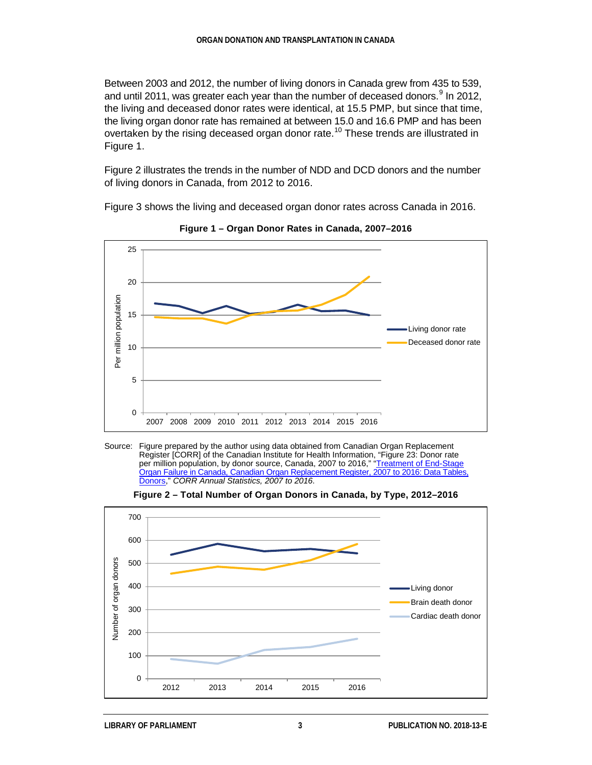Between 2003 and 2012, the number of living donors in Canada grew from 435 to 539, and until 2011, was greater each year than the number of deceased donors.[9] In 2012, the living and deceased donor rates were identical, at 15.5 PMP, but since that time, the living organ donor rate has remained at between 15.0 and 16.6 PMP and has been overtaken by the rising deceased organ donor rate.[10] These trends are illustrated in Figure 1.

Figure 2 illustrates the trends in the number of NDD and DCD donors and the number of living donors in Canada, from 2012 to 2016.

Figure 3 shows the living and deceased organ donor rates across Canada in 2016.

**Figure 1 – Organ Donor Rates in Canada, 2007–2016**

Source: Figure prepared by the author using data obtained from Canadian Organ Replacement Register [CORR] of the Canadian Institute for Health Information, "Figure 23: Donor rate per million population, by donor source, Canada, 2007 to 2016," "Treatment of End-Stage Organ Failure in Canada, Canadian Organ Replacement Register, 2007 to 2016: Data Tables, Donors," *CORR Annual Statistics, 2007 to 2016*.

**Figure 2 – Total Number of Organ Donors in Canada, by Type, 2012–2016**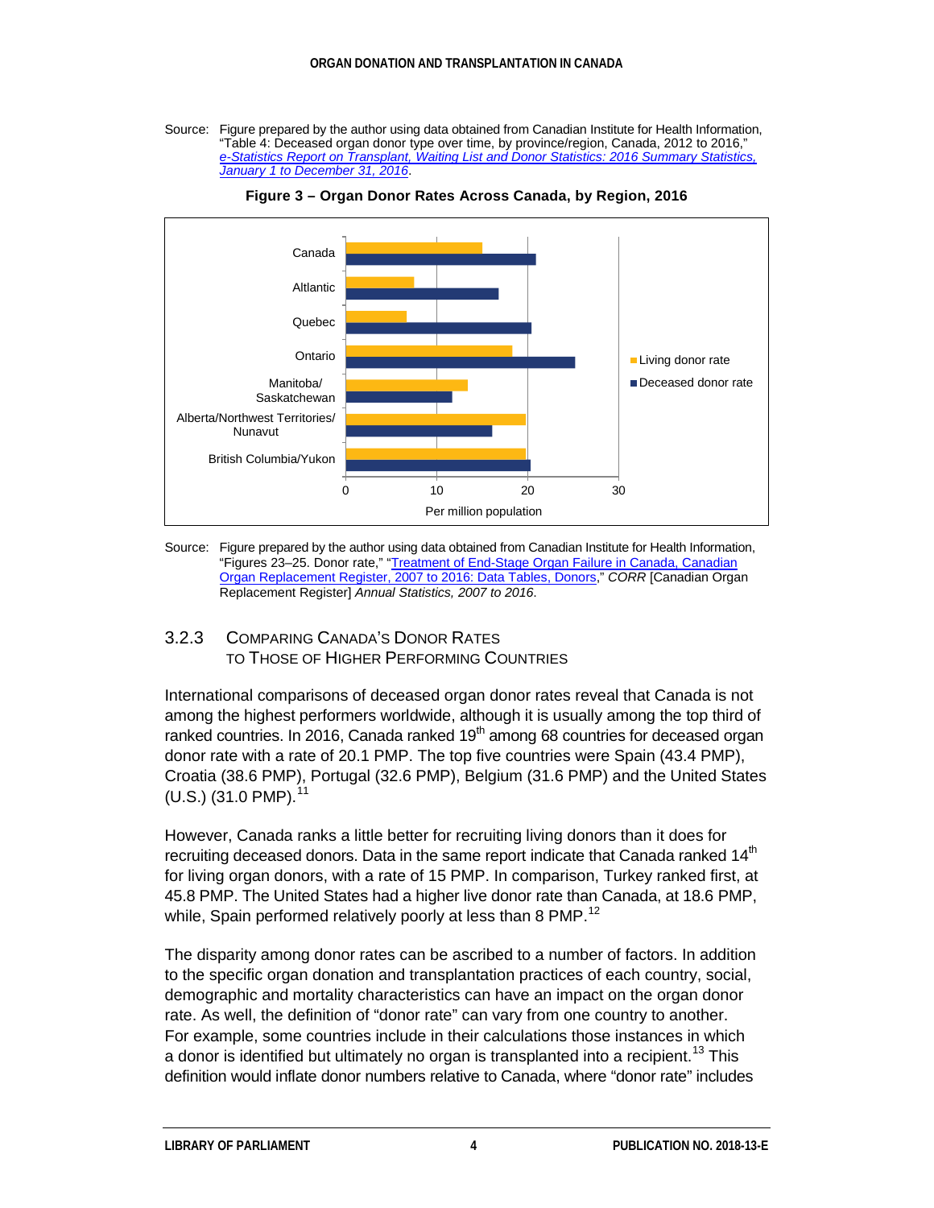Source: Figure prepared by the author using data obtained from Canadian Institute for Health Information, "Table 4: Deceased organ donor type over time, by province/region, Canada, 2012 to 2016," *e-Statistics Report on Transplant, Waiting List and Donor Statistics: 2016 Summary Statistics, January 1 to December 31, 2016*.

**Figure 3 – Organ Donor Rates Across Canada, by Region, 2016**

Source: Figure prepared by the author using data obtained from Canadian Institute for Health Information, "Figures 23–25. Donor rate," "Treatment of End-Stage Organ Failure in Canada, Canadian Organ Replacement Register, 2007 to 2016: Data Tables, Donors," *CORR* [Canadian Organ Replacement Register] *Annual Statistics, 2007 to 2016*.

### 3.2.3 Comparing Canada's Donor Rates to Those of Higher Performing Countries

International comparisons of deceased organ donor rates reveal that Canada is not among the highest performers worldwide, although it is usually among the top third of ranked countries. In 2016, Canada ranked 19th among 68 countries for deceased organ donor rate with a rate of 20.1 PMP. The top five countries were Spain (43.4 PMP), Croatia (38.6 PMP), Portugal (32.6 PMP), Belgium (31.6 PMP) and the United States (U.S.) (31.0 PMP).[11]

However, Canada ranks a little better for recruiting living donors than it does for recruiting deceased donors. Data in the same report indicate that Canada ranked 14th for living organ donors, with a rate of 15 PMP. In comparison, Turkey ranked first, at 45.8 PMP. The United States had a higher live donor rate than Canada, at 18.6 PMP, while, Spain performed relatively poorly at less than 8 PMP.[12]

The disparity among donor rates can be ascribed to a number of factors. In addition to the specific organ donation and transplantation practices of each country, social, demographic and mortality characteristics can have an impact on the organ donor rate. As well, the definition of "donor rate" can vary from one country to another. For example, some countries include in their calculations those instances in which a donor is identified but ultimately no organ is transplanted into a recipient.[13] This definition would inflate donor numbers relative to Canada, where "donor rate" includes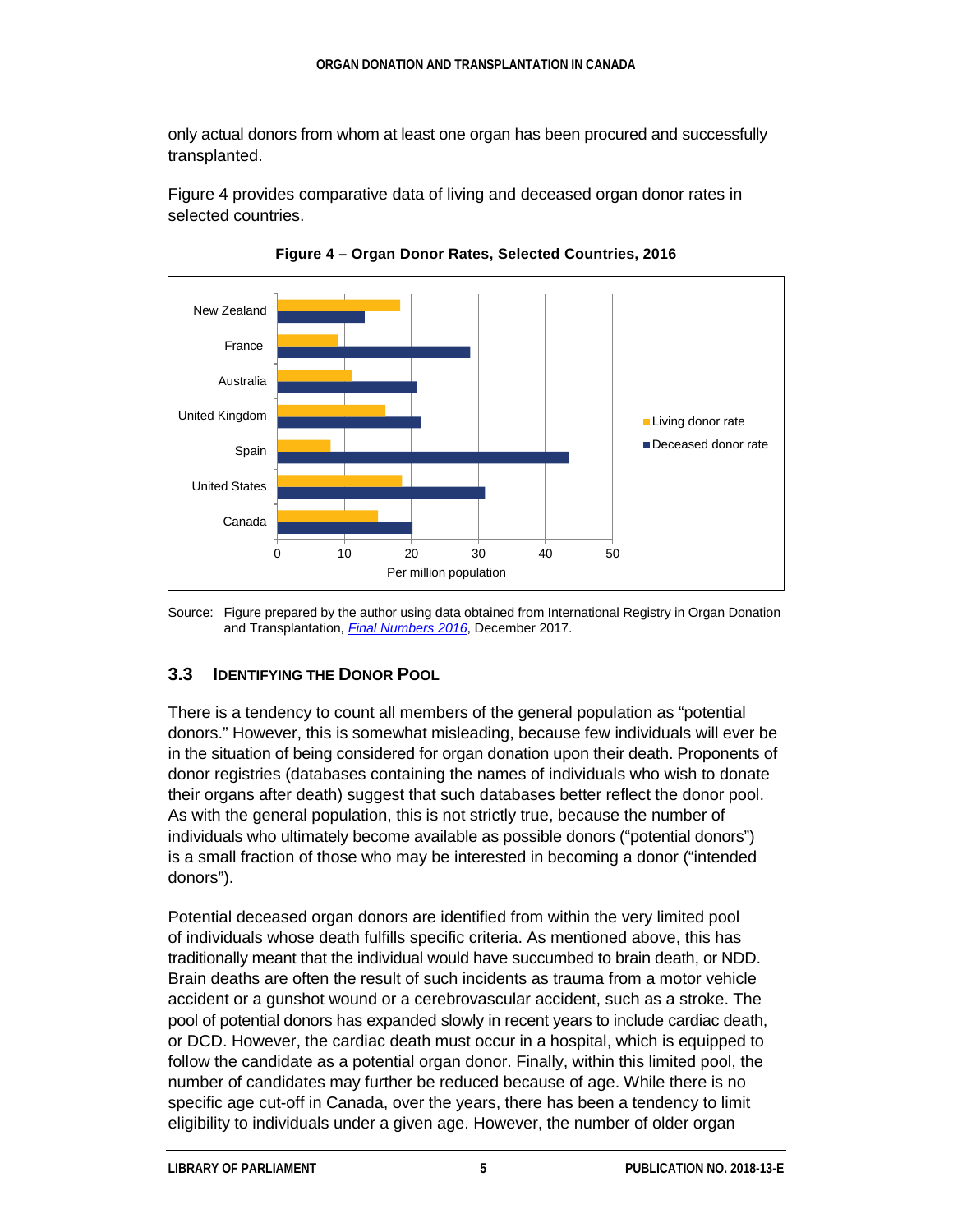only actual donors from whom at least one organ has been procured and successfully transplanted.

Figure 4 provides comparative data of living and deceased organ donor rates in selected countries.

**Figure 4 – Organ Donor Rates, Selected Countries, 2016**

Source: Figure prepared by the author using data obtained from International Registry in Organ Donation and Transplantation, *Final Numbers 2016*, December 2017.

### 3.3 Identifying the Donor Pool

There is a tendency to count all members of the general population as "potential donors." However, this is somewhat misleading, because few individuals will ever be in the situation of being considered for organ donation upon their death. Proponents of donor registries (databases containing the names of individuals who wish to donate their organs after death) suggest that such databases better reflect the donor pool. As with the general population, this is not strictly true, because the number of individuals who ultimately become available as possible donors ("potential donors") is a small fraction of those who may be interested in becoming a donor ("intended donors").

Potential deceased organ donors are identified from within the very limited pool of individuals whose death fulfills specific criteria. As mentioned above, this has traditionally meant that the individual would have succumbed to brain death, or NDD. Brain deaths are often the result of such incidents as trauma from a motor vehicle accident or a gunshot wound or a cerebrovascular accident, such as a stroke. The pool of potential donors has expanded slowly in recent years to include cardiac death, or DCD. However, the cardiac death must occur in a hospital, which is equipped to follow the candidate as a potential organ donor. Finally, within this limited pool, the number of candidates may further be reduced because of age. While there is no specific age cut-off in Canada, over the years, there has been a tendency to limit eligibility to individuals under a given age. However, the number of older organ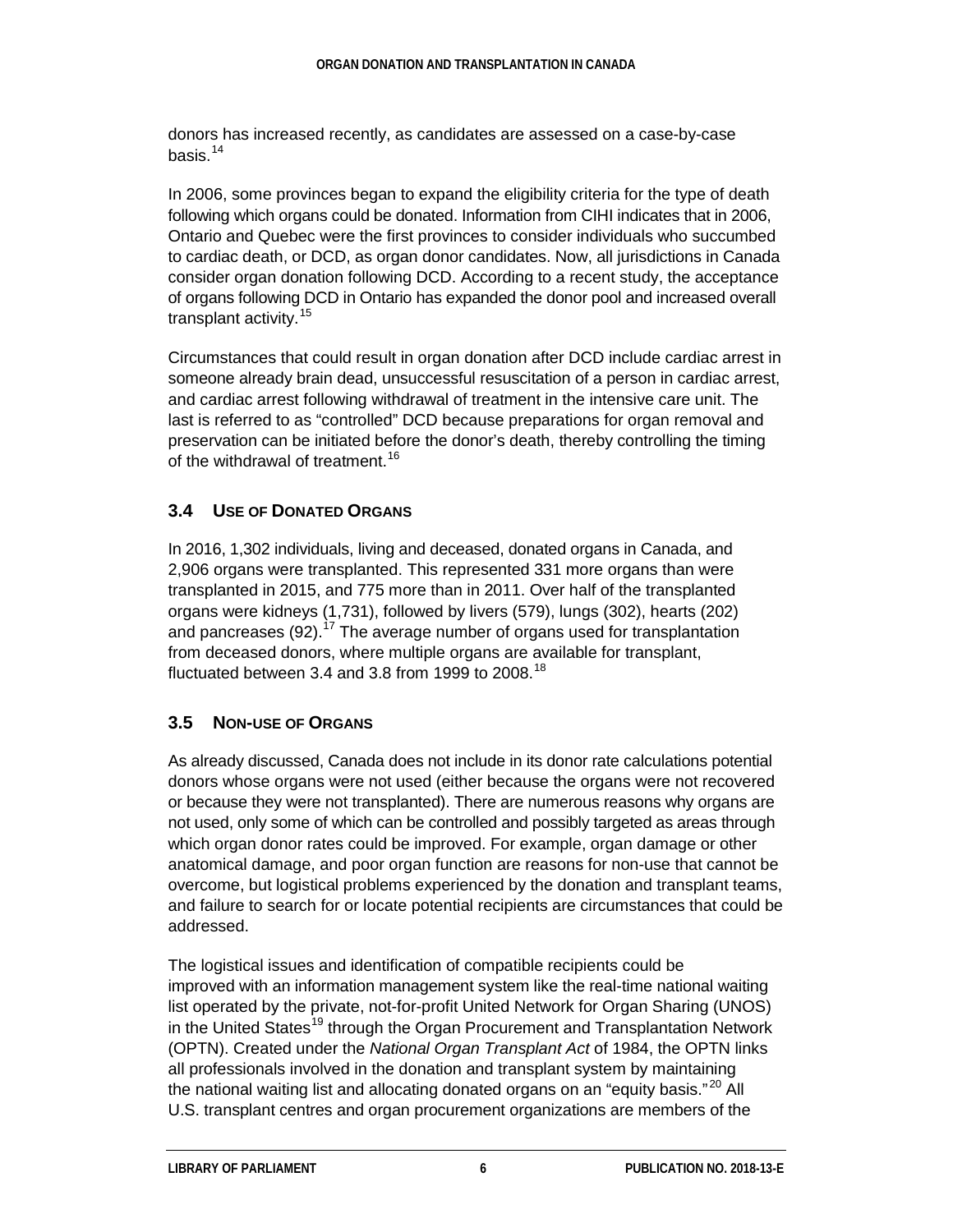donors has increased recently, as candidates are assessed on a case-by-case basis.[14]

In 2006, some provinces began to expand the eligibility criteria for the type of death following which organs could be donated. Information from CIHI indicates that in 2006, Ontario and Quebec were the first provinces to consider individuals who succumbed to cardiac death, or DCD, as organ donor candidates. Now, all jurisdictions in Canada consider organ donation following DCD. According to a recent study, the acceptance of organs following DCD in Ontario has expanded the donor pool and increased overall transplant activity.[15]

Circumstances that could result in organ donation after DCD include cardiac arrest in someone already brain dead, unsuccessful resuscitation of a person in cardiac arrest, and cardiac arrest following withdrawal of treatment in the intensive care unit. The last is referred to as "controlled" DCD because preparations for organ removal and preservation can be initiated before the donor's death, thereby controlling the timing of the withdrawal of treatment.[16]

### 3.4 Use of Donated Organs

In 2016, 1,302 individuals, living and deceased, donated organs in Canada, and 2,906 organs were transplanted. This represented 331 more organs than were transplanted in 2015, and 775 more than in 2011. Over half of the transplanted organs were kidneys (1,731), followed by livers (579), lungs (302), hearts (202) and pancreases (92).[17] The average number of organs used for transplantation from deceased donors, where multiple organs are available for transplant, fluctuated between 3.4 and 3.8 from 1999 to 2008.[18]

### 3.5 Non-use of Organs

As already discussed, Canada does not include in its donor rate calculations potential donors whose organs were not used (either because the organs were not recovered or because they were not transplanted). There are numerous reasons why organs are not used, only some of which can be controlled and possibly targeted as areas through which organ donor rates could be improved. For example, organ damage or other anatomical damage, and poor organ function are reasons for non-use that cannot be overcome, but logistical problems experienced by the donation and transplant teams, and failure to search for or locate potential recipients are circumstances that could be addressed.

The logistical issues and identification of compatible recipients could be improved with an information management system like the real-time national waiting list operated by the private, not-for-profit United Network for Organ Sharing (UNOS) in the United States[19] through the Organ Procurement and Transplantation Network (OPTN). Created under the *National Organ Transplant Act* of 1984, the OPTN links all professionals involved in the donation and transplant system by maintaining the national waiting list and allocating donated organs on an "equity basis."[20] All U.S. transplant centres and organ procurement organizations are members of the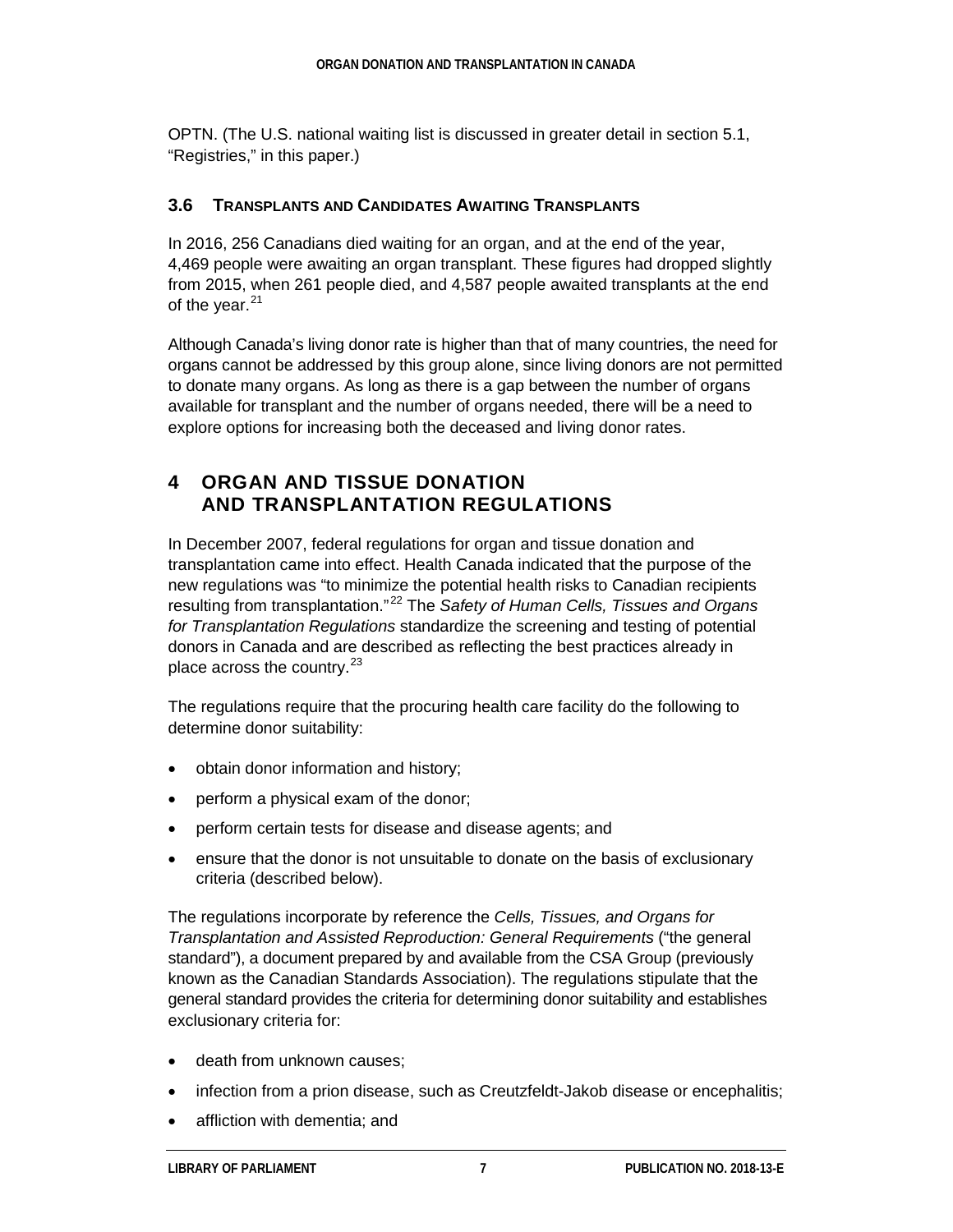OPTN. (The U.S. national waiting list is discussed in greater detail in section 5.1, “Registries,” in this paper.)

### 3.6 Transplants and Candidates Awaiting Transplants

In 2016, 256 Canadians died waiting for an organ, and at the end of the year, 4,469 people were awaiting an organ transplant. These figures had dropped slightly from 2015, when 261 people died, and 4,587 people awaited transplants at the end of the year.[21]

Although Canada’s living donor rate is higher than that of many countries, the need for organs cannot be addressed by this group alone, since living donors are not permitted to donate many organs. As long as there is a gap between the number of organs available for transplant and the number of organs needed, there will be a need to explore options for increasing both the deceased and living donor rates.

## 4 ORGAN AND TISSUE DONATION AND TRANSPLANTATION REGULATIONS

In December 2007, federal regulations for organ and tissue donation and transplantation came into effect. Health Canada indicated that the purpose of the new regulations was “to minimize the potential health risks to Canadian recipients resulting from transplantation.”[22] The *Safety of Human Cells, Tissues and Organs for Transplantation Regulations* standardize the screening and testing of potential donors in Canada and are described as reflecting the best practices already in place across the country.[23]

The regulations require that the procuring health care facility do the following to determine donor suitability:

- obtain donor information and history;
- perform a physical exam of the donor;
- perform certain tests for disease and disease agents; and
- ensure that the donor is not unsuitable to donate on the basis of exclusionary criteria (described below).

The regulations incorporate by reference the *Cells, Tissues, and Organs for Transplantation and Assisted Reproduction: General Requirements* (“the general standard”), a document prepared by and available from the CSA Group (previously known as the Canadian Standards Association). The regulations stipulate that the general standard provides the criteria for determining donor suitability and establishes exclusionary criteria for:

- death from unknown causes;
- infection from a prion disease, such as Creutzfeldt-Jakob disease or encephalitis;
- affliction with dementia; and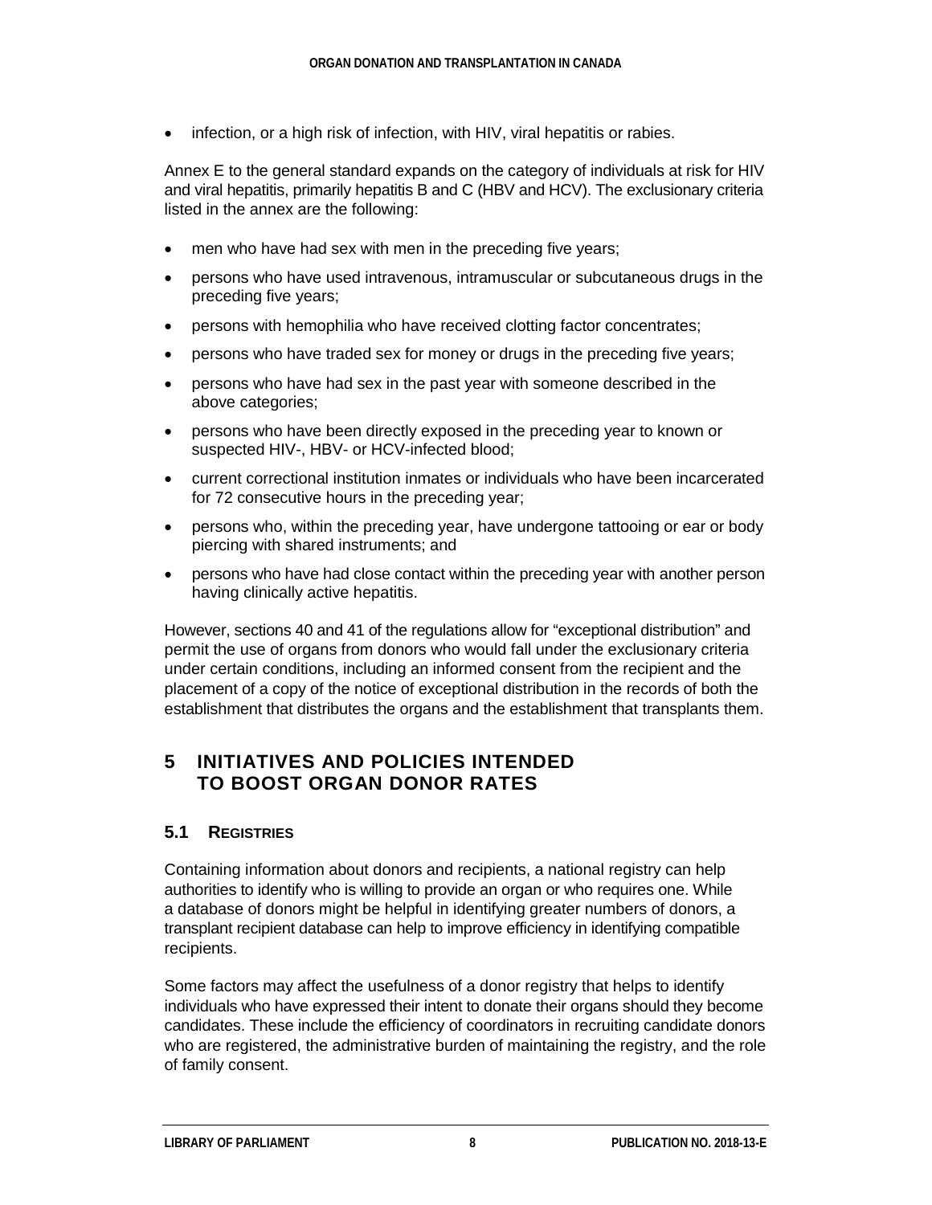- infection, or a high risk of infection, with HIV, viral hepatitis or rabies.

Annex E to the general standard expands on the category of individuals at risk for HIV and viral hepatitis, primarily hepatitis B and C (HBV and HCV). The exclusionary criteria listed in the annex are the following:

- men who have had sex with men in the preceding five years;
- persons who have used intravenous, intramuscular or subcutaneous drugs in the preceding five years;
- persons with hemophilia who have received clotting factor concentrates;
- persons who have traded sex for money or drugs in the preceding five years;
- persons who have had sex in the past year with someone described in the above categories;
- persons who have been directly exposed in the preceding year to known or suspected HIV-, HBV- or HCV-infected blood;
- current correctional institution inmates or individuals who have been incarcerated for 72 consecutive hours in the preceding year;
- persons who, within the preceding year, have undergone tattooing or ear or body piercing with shared instruments; and
- persons who have had close contact within the preceding year with another person having clinically active hepatitis.

However, sections 40 and 41 of the regulations allow for "exceptional distribution" and permit the use of organs from donors who would fall under the exclusionary criteria under certain conditions, including an informed consent from the recipient and the placement of a copy of the notice of exceptional distribution in the records of both the establishment that distributes the organs and the establishment that transplants them.

## 5 INITIATIVES AND POLICIES INTENDED TO BOOST ORGAN DONOR RATES

### 5.1 Registries

Containing information about donors and recipients, a national registry can help authorities to identify who is willing to provide an organ or who requires one. While a database of donors might be helpful in identifying greater numbers of donors, a transplant recipient database can help to improve efficiency in identifying compatible recipients.

Some factors may affect the usefulness of a donor registry that helps to identify individuals who have expressed their intent to donate their organs should they become candidates. These include the efficiency of coordinators in recruiting candidate donors who are registered, the administrative burden of maintaining the registry, and the role of family consent.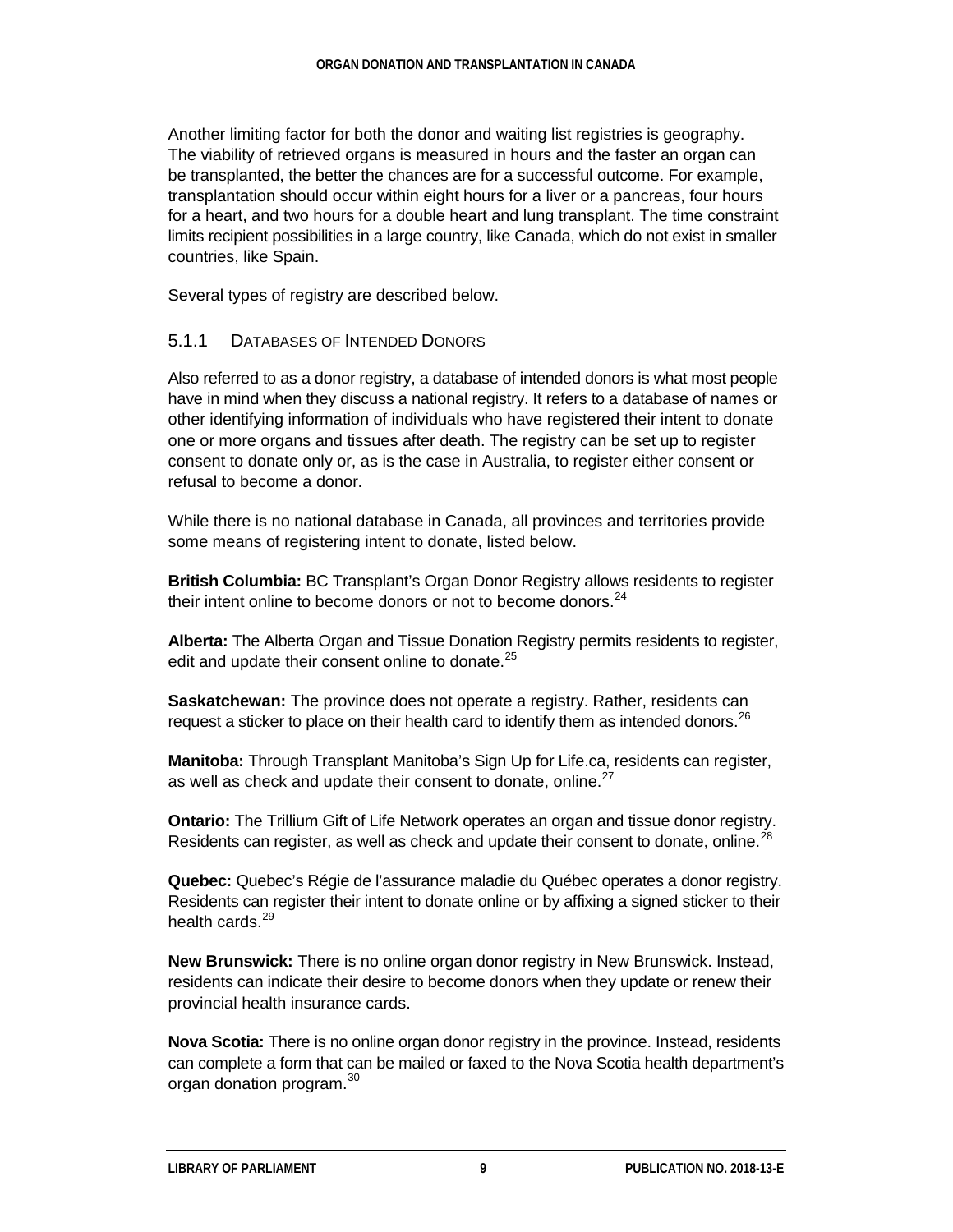Another limiting factor for both the donor and waiting list registries is geography. The viability of retrieved organs is measured in hours and the faster an organ can be transplanted, the better the chances are for a successful outcome. For example, transplantation should occur within eight hours for a liver or a pancreas, four hours for a heart, and two hours for a double heart and lung transplant. The time constraint limits recipient possibilities in a large country, like Canada, which do not exist in smaller countries, like Spain.

Several types of registry are described below.

### 5.1.1 Databases of Intended Donors

Also referred to as a donor registry, a database of intended donors is what most people have in mind when they discuss a national registry. It refers to a database of names or other identifying information of individuals who have registered their intent to donate one or more organs and tissues after death. The registry can be set up to register consent to donate only or, as is the case in Australia, to register either consent or refusal to become a donor.

While there is no national database in Canada, all provinces and territories provide some means of registering intent to donate, listed below.

**British Columbia:** BC Transplant's Organ Donor Registry allows residents to register their intent online to become donors or not to become donors.[24]

**Alberta:** The Alberta Organ and Tissue Donation Registry permits residents to register, edit and update their consent online to donate.[25]

**Saskatchewan:** The province does not operate a registry. Rather, residents can request a sticker to place on their health card to identify them as intended donors.[26]

**Manitoba:** Through Transplant Manitoba's Sign Up for Life.ca, residents can register, as well as check and update their consent to donate, online.[27]

**Ontario:** The Trillium Gift of Life Network operates an organ and tissue donor registry. Residents can register, as well as check and update their consent to donate, online.[28]

**Quebec:** Quebec's Régie de l'assurance maladie du Québec operates a donor registry. Residents can register their intent to donate online or by affixing a signed sticker to their health cards.[29]

**New Brunswick:** There is no online organ donor registry in New Brunswick. Instead, residents can indicate their desire to become donors when they update or renew their provincial health insurance cards.

**Nova Scotia:** There is no online organ donor registry in the province. Instead, residents can complete a form that can be mailed or faxed to the Nova Scotia health department's organ donation program.[30]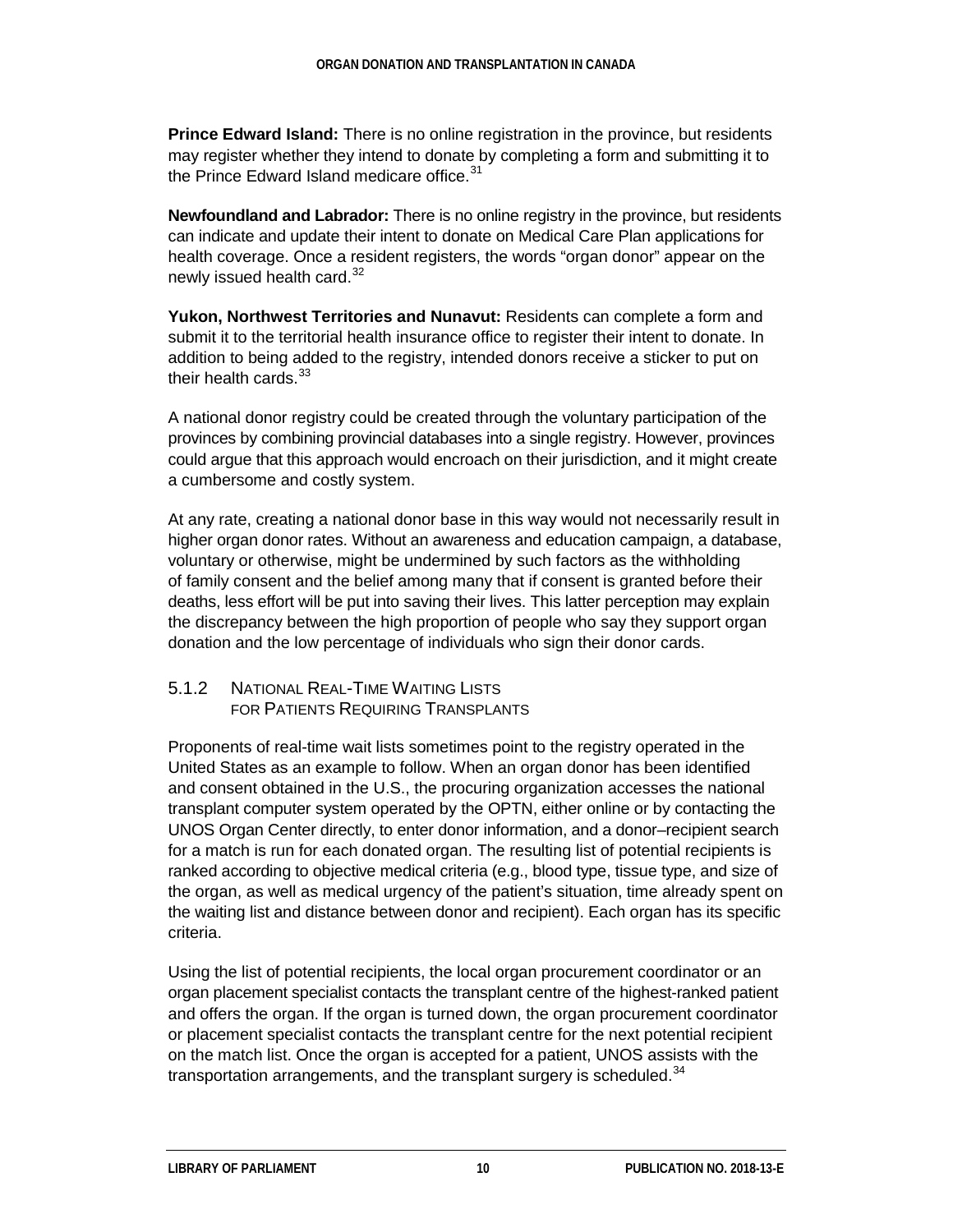**Prince Edward Island:** There is no online registration in the province, but residents may register whether they intend to donate by completing a form and submitting it to the Prince Edward Island medicare office.[31]

**Newfoundland and Labrador:** There is no online registry in the province, but residents can indicate and update their intent to donate on Medical Care Plan applications for health coverage. Once a resident registers, the words "organ donor" appear on the newly issued health card.[32]

**Yukon, Northwest Territories and Nunavut:** Residents can complete a form and submit it to the territorial health insurance office to register their intent to donate. In addition to being added to the registry, intended donors receive a sticker to put on their health cards.[33]

A national donor registry could be created through the voluntary participation of the provinces by combining provincial databases into a single registry. However, provinces could argue that this approach would encroach on their jurisdiction, and it might create a cumbersome and costly system.

At any rate, creating a national donor base in this way would not necessarily result in higher organ donor rates. Without an awareness and education campaign, a database, voluntary or otherwise, might be undermined by such factors as the withholding of family consent and the belief among many that if consent is granted before their deaths, less effort will be put into saving their lives. This latter perception may explain the discrepancy between the high proportion of people who say they support organ donation and the low percentage of individuals who sign their donor cards.

### 5.1.2 National Real-Time Waiting Lists for Patients Requiring Transplants

Proponents of real-time wait lists sometimes point to the registry operated in the United States as an example to follow. When an organ donor has been identified and consent obtained in the U.S., the procuring organization accesses the national transplant computer system operated by the OPTN, either online or by contacting the UNOS Organ Center directly, to enter donor information, and a donor–recipient search for a match is run for each donated organ. The resulting list of potential recipients is ranked according to objective medical criteria (e.g., blood type, tissue type, and size of the organ, as well as medical urgency of the patient's situation, time already spent on the waiting list and distance between donor and recipient). Each organ has its specific criteria.

Using the list of potential recipients, the local organ procurement coordinator or an organ placement specialist contacts the transplant centre of the highest-ranked patient and offers the organ. If the organ is turned down, the organ procurement coordinator or placement specialist contacts the transplant centre for the next potential recipient on the match list. Once the organ is accepted for a patient, UNOS assists with the transportation arrangements, and the transplant surgery is scheduled.[34]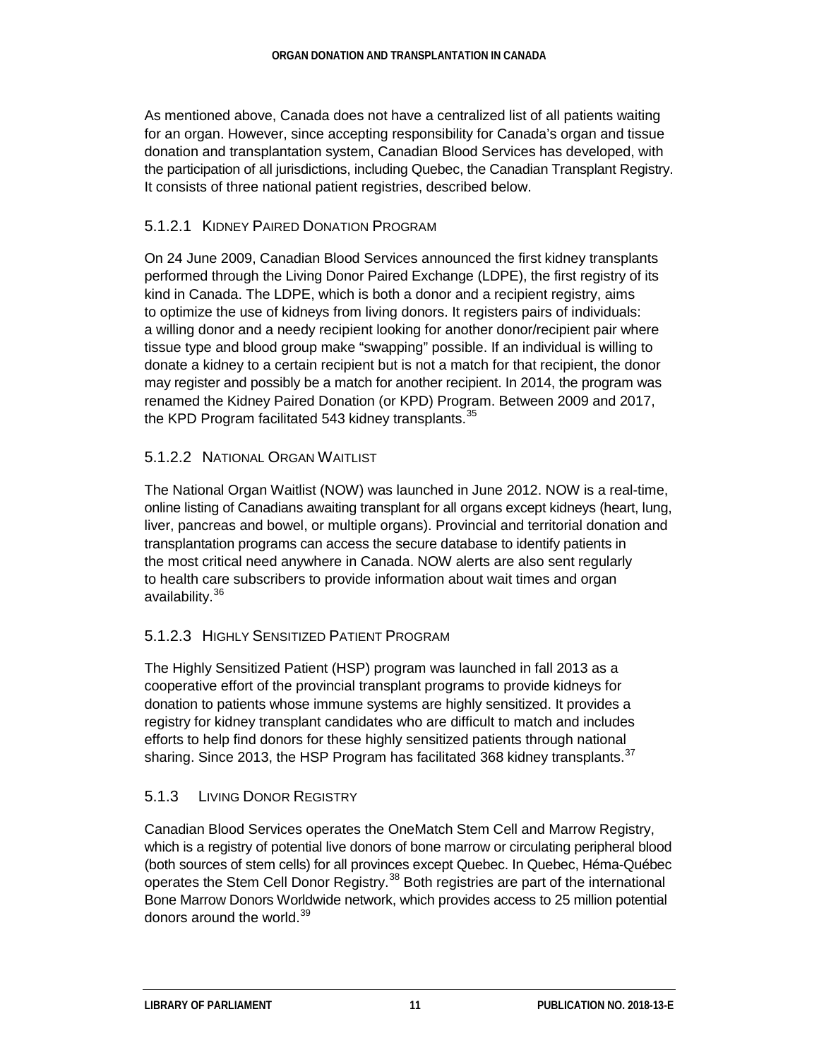As mentioned above, Canada does not have a centralized list of all patients waiting for an organ. However, since accepting responsibility for Canada's organ and tissue donation and transplantation system, Canadian Blood Services has developed, with the participation of all jurisdictions, including Quebec, the Canadian Transplant Registry. It consists of three national patient registries, described below.

#### 5.1.2.1 Kidney Paired Donation Program

On 24 June 2009, Canadian Blood Services announced the first kidney transplants performed through the Living Donor Paired Exchange (LDPE), the first registry of its kind in Canada. The LDPE, which is both a donor and a recipient registry, aims to optimize the use of kidneys from living donors. It registers pairs of individuals: a willing donor and a needy recipient looking for another donor/recipient pair where tissue type and blood group make "swapping" possible. If an individual is willing to donate a kidney to a certain recipient but is not a match for that recipient, the donor may register and possibly be a match for another recipient. In 2014, the program was renamed the Kidney Paired Donation (or KPD) Program. Between 2009 and 2017, the KPD Program facilitated 543 kidney transplants.[35]

#### 5.1.2.2 National Organ Waitlist

The National Organ Waitlist (NOW) was launched in June 2012. NOW is a real-time, online listing of Canadians awaiting transplant for all organs except kidneys (heart, lung, liver, pancreas and bowel, or multiple organs). Provincial and territorial donation and transplantation programs can access the secure database to identify patients in the most critical need anywhere in Canada. NOW alerts are also sent regularly to health care subscribers to provide information about wait times and organ availability.[36]

#### 5.1.2.3 Highly Sensitized Patient Program

The Highly Sensitized Patient (HSP) program was launched in fall 2013 as a cooperative effort of the provincial transplant programs to provide kidneys for donation to patients whose immune systems are highly sensitized. It provides a registry for kidney transplant candidates who are difficult to match and includes efforts to help find donors for these highly sensitized patients through national sharing. Since 2013, the HSP Program has facilitated 368 kidney transplants.[37]

### 5.1.3 Living Donor Registry

Canadian Blood Services operates the OneMatch Stem Cell and Marrow Registry, which is a registry of potential live donors of bone marrow or circulating peripheral blood (both sources of stem cells) for all provinces except Quebec. In Quebec, Héma-Québec operates the Stem Cell Donor Registry.[38] Both registries are part of the international Bone Marrow Donors Worldwide network, which provides access to 25 million potential donors around the world.[39]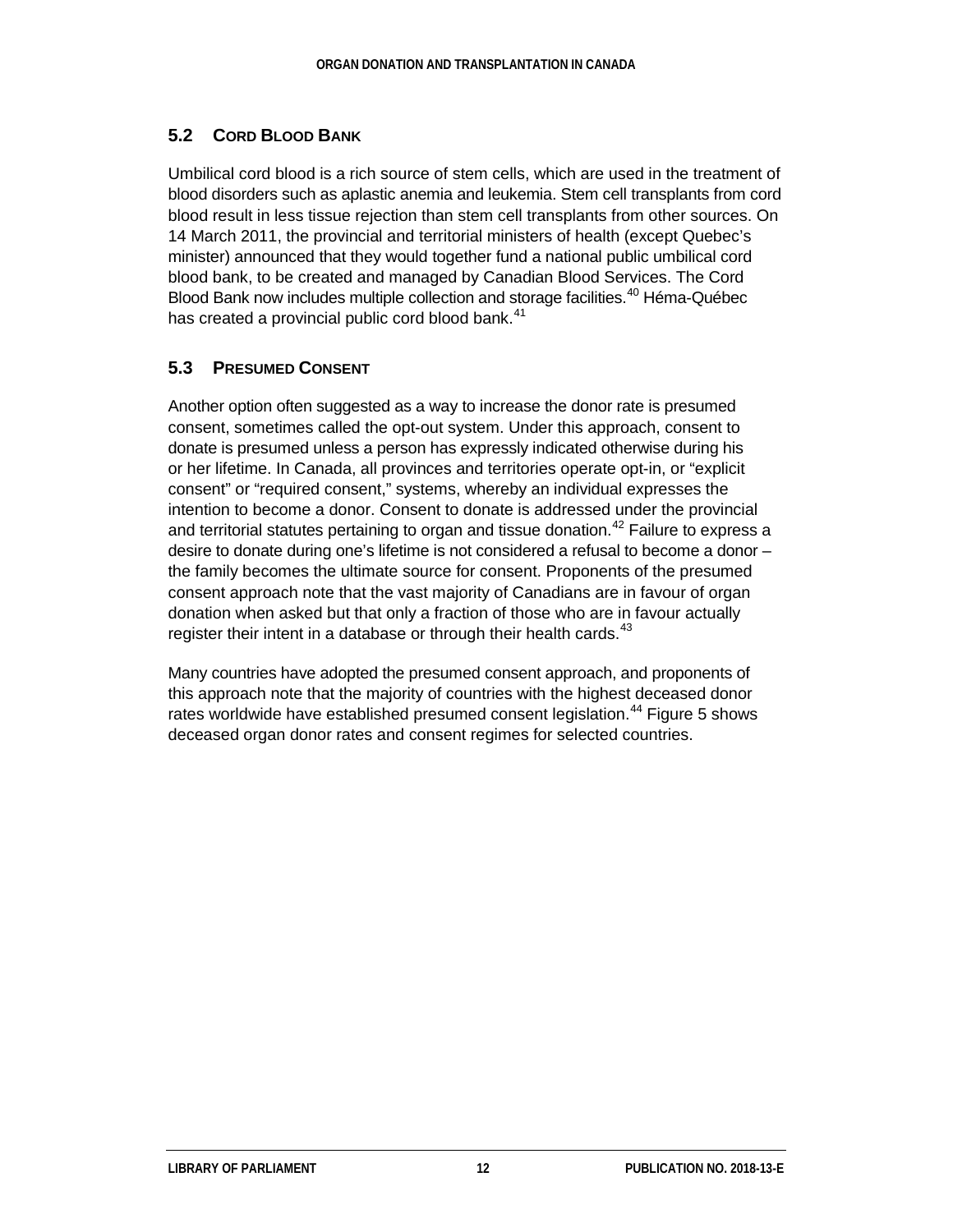## 5.2 CORD BLOOD BANK

Umbilical cord blood is a rich source of stem cells, which are used in the treatment of blood disorders such as aplastic anemia and leukemia. Stem cell transplants from cord blood result in less tissue rejection than stem cell transplants from other sources. On 14 March 2011, the provincial and territorial ministers of health (except Quebec's minister) announced that they would together fund a national public umbilical cord blood bank, to be created and managed by Canadian Blood Services. The Cord Blood Bank now includes multiple collection and storage facilities.[40] Héma-Québec has created a provincial public cord blood bank.[41]

## 5.3 PRESUMED CONSENT

Another option often suggested as a way to increase the donor rate is presumed consent, sometimes called the opt-out system. Under this approach, consent to donate is presumed unless a person has expressly indicated otherwise during his or her lifetime. In Canada, all provinces and territories operate opt-in, or "explicit consent" or "required consent," systems, whereby an individual expresses the intention to become a donor. Consent to donate is addressed under the provincial and territorial statutes pertaining to organ and tissue donation.[42] Failure to express a desire to donate during one's lifetime is not considered a refusal to become a donor – the family becomes the ultimate source for consent. Proponents of the presumed consent approach note that the vast majority of Canadians are in favour of organ donation when asked but that only a fraction of those who are in favour actually register their intent in a database or through their health cards.[43]

Many countries have adopted the presumed consent approach, and proponents of this approach note that the majority of countries with the highest deceased donor rates worldwide have established presumed consent legislation.[44] Figure 5 shows deceased organ donor rates and consent regimes for selected countries.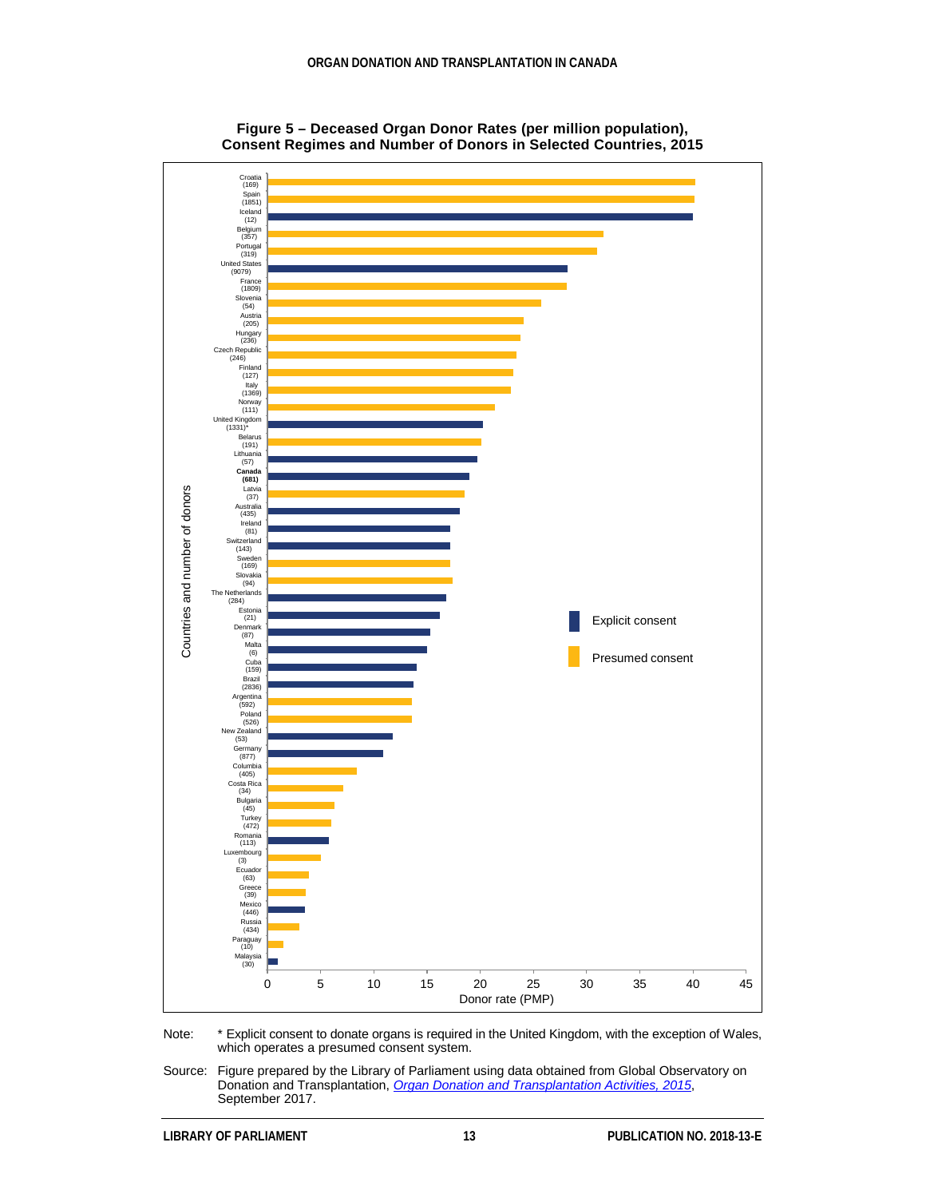**Figure 5 – Deceased Organ Donor Rates (per million population), Consent Regimes and Number of Donors in Selected Countries, 2015**

| Country | Number of donors | Consent regime |
|---|---|---|
| Croatia | 169 | Presumed consent |
| Spain | 1851 | Presumed consent |
| Iceland | 12 | Explicit consent |
| Belgium | 357 | Presumed consent |
| Portugal | 319 | Presumed consent |
| United States | 9079 | Explicit consent |
| France | 1809 | Presumed consent |
| Slovenia | 54 | Presumed consent |
| Austria | 205 | Presumed consent |
| Hungary | 236 | Presumed consent |
| Czech Republic | 246 | Presumed consent |
| Finland | 127 | Presumed consent |
| Italy | 1369 | Presumed consent |
| Norway | 111 | Presumed consent |
| United Kingdom | 1331* | Explicit consent |
| Belarus | 191 | Presumed consent |
| Lithuania | 57 | Explicit consent |
| **Canada** | **681** | Explicit consent |
| Latvia | 37 | Presumed consent |
| Australia | 435 | Explicit consent |
| Ireland | 81 | Explicit consent |
| Switzerland | 143 | Explicit consent |
| Sweden | 169 | Presumed consent |
| Slovakia | 94 | Presumed consent |
| The Netherlands | 284 | Explicit consent |
| Estonia | 21 | Explicit consent |
| Denmark | 87 | Explicit consent |
| Malta | 6 | Explicit consent |
| Cuba | 159 | Explicit consent |
| Brazil | 2836 | Explicit consent |
| Argentina | 592 | Presumed consent |
| Poland | 526 | Presumed consent |
| New Zealand | 53 | Explicit consent |
| Germany | 877 | Explicit consent |
| Columbia | 405 | Presumed consent |
| Costa Rica | 34 | Presumed consent |
| Bulgaria | 45 | Presumed consent |
| Turkey | 472 | Presumed consent |
| Romania | 113 | Explicit consent |
| Luxembourg | 3 | Presumed consent |
| Ecuador | 63 | Presumed consent |
| Greece | 39 | Presumed consent |
| Mexico | 446 | Explicit consent |
| Russia | 434 | Presumed consent |
| Paraguay | 10 | Presumed consent |
| Malaysia | 30 | Explicit consent |

Vertical axis: Countries and number of donors. Horizontal axis: Donor rate (PMP), 0–45.

Legend: Explicit consent; Presumed consent

Note: * Explicit consent to donate organs is required in the United Kingdom, with the exception of Wales, which operates a presumed consent system.

Source: Figure prepared by the Library of Parliament using data obtained from Global Observatory on Donation and Transplantation, *Organ Donation and Transplantation Activities, 2015*, September 2017.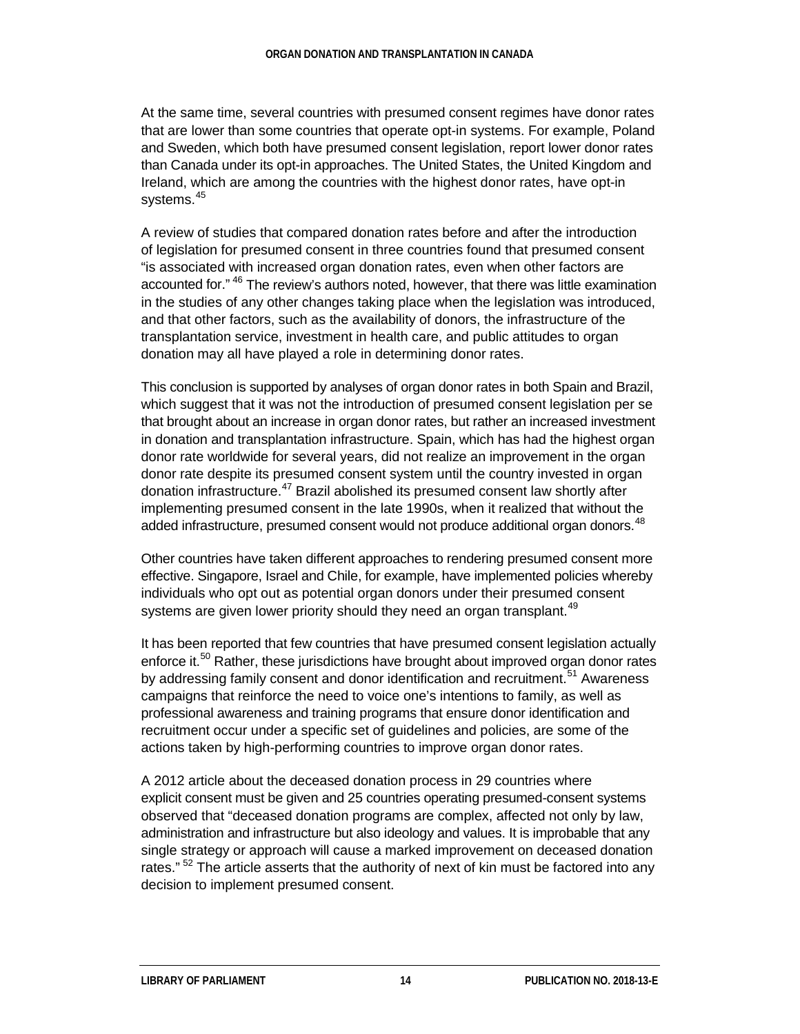At the same time, several countries with presumed consent regimes have donor rates that are lower than some countries that operate opt-in systems. For example, Poland and Sweden, which both have presumed consent legislation, report lower donor rates than Canada under its opt-in approaches. The United States, the United Kingdom and Ireland, which are among the countries with the highest donor rates, have opt-in systems.[45]

A review of studies that compared donation rates before and after the introduction of legislation for presumed consent in three countries found that presumed consent "is associated with increased organ donation rates, even when other factors are accounted for."[46] The review's authors noted, however, that there was little examination in the studies of any other changes taking place when the legislation was introduced, and that other factors, such as the availability of donors, the infrastructure of the transplantation service, investment in health care, and public attitudes to organ donation may all have played a role in determining donor rates.

This conclusion is supported by analyses of organ donor rates in both Spain and Brazil, which suggest that it was not the introduction of presumed consent legislation per se that brought about an increase in organ donor rates, but rather an increased investment in donation and transplantation infrastructure. Spain, which has had the highest organ donor rate worldwide for several years, did not realize an improvement in the organ donor rate despite its presumed consent system until the country invested in organ donation infrastructure.[47] Brazil abolished its presumed consent law shortly after implementing presumed consent in the late 1990s, when it realized that without the added infrastructure, presumed consent would not produce additional organ donors.[48]

Other countries have taken different approaches to rendering presumed consent more effective. Singapore, Israel and Chile, for example, have implemented policies whereby individuals who opt out as potential organ donors under their presumed consent systems are given lower priority should they need an organ transplant.[49]

It has been reported that few countries that have presumed consent legislation actually enforce it.[50] Rather, these jurisdictions have brought about improved organ donor rates by addressing family consent and donor identification and recruitment.[51] Awareness campaigns that reinforce the need to voice one's intentions to family, as well as professional awareness and training programs that ensure donor identification and recruitment occur under a specific set of guidelines and policies, are some of the actions taken by high-performing countries to improve organ donor rates.

A 2012 article about the deceased donation process in 29 countries where explicit consent must be given and 25 countries operating presumed-consent systems observed that "deceased donation programs are complex, affected not only by law, administration and infrastructure but also ideology and values. It is improbable that any single strategy or approach will cause a marked improvement on deceased donation rates."[52] The article asserts that the authority of next of kin must be factored into any decision to implement presumed consent.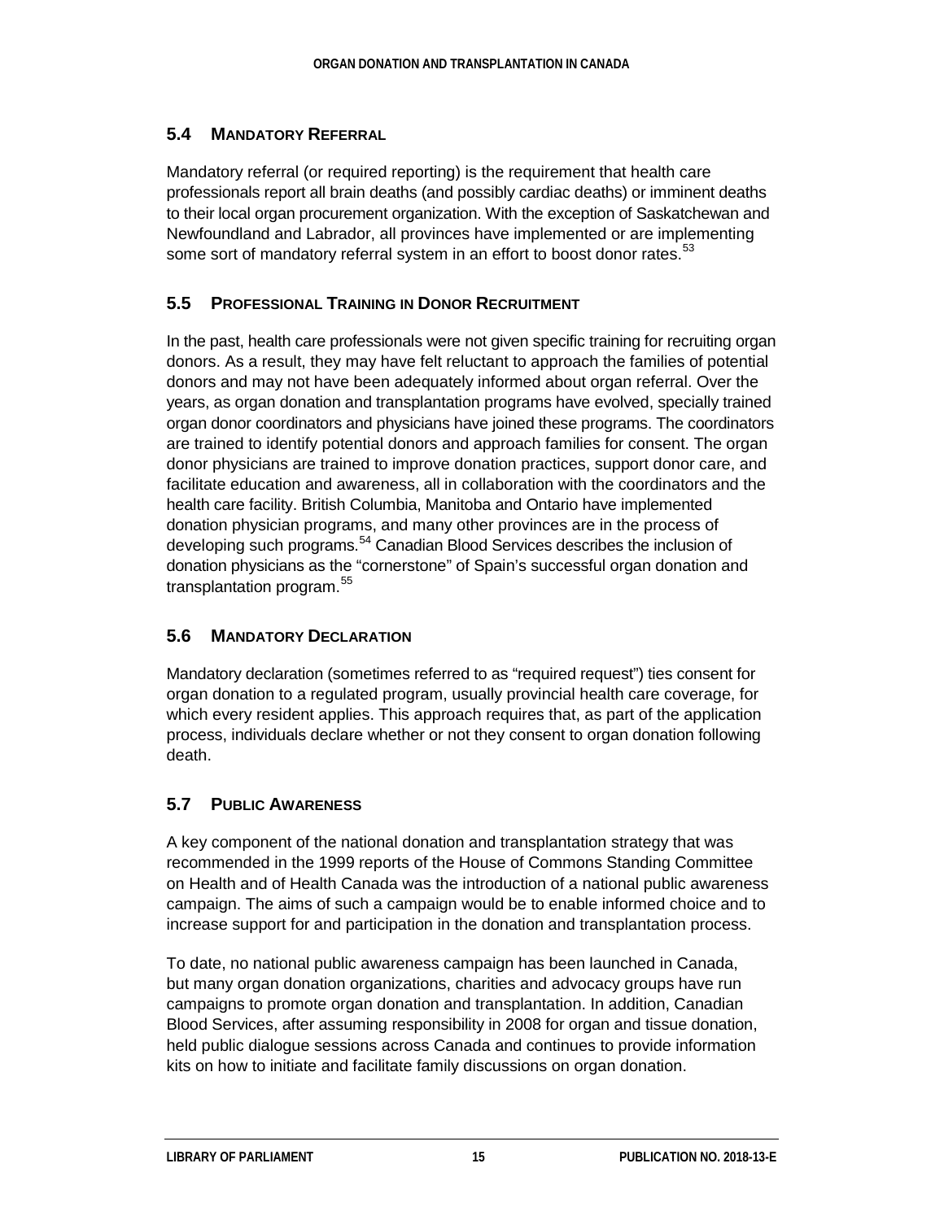### 5.4 Mandatory Referral

Mandatory referral (or required reporting) is the requirement that health care professionals report all brain deaths (and possibly cardiac deaths) or imminent deaths to their local organ procurement organization. With the exception of Saskatchewan and Newfoundland and Labrador, all provinces have implemented or are implementing some sort of mandatory referral system in an effort to boost donor rates.[53]

### 5.5 Professional Training in Donor Recruitment

In the past, health care professionals were not given specific training for recruiting organ donors. As a result, they may have felt reluctant to approach the families of potential donors and may not have been adequately informed about organ referral. Over the years, as organ donation and transplantation programs have evolved, specially trained organ donor coordinators and physicians have joined these programs. The coordinators are trained to identify potential donors and approach families for consent. The organ donor physicians are trained to improve donation practices, support donor care, and facilitate education and awareness, all in collaboration with the coordinators and the health care facility. British Columbia, Manitoba and Ontario have implemented donation physician programs, and many other provinces are in the process of developing such programs.[54] Canadian Blood Services describes the inclusion of donation physicians as the "cornerstone" of Spain's successful organ donation and transplantation program.[55]

### 5.6 Mandatory Declaration

Mandatory declaration (sometimes referred to as "required request") ties consent for organ donation to a regulated program, usually provincial health care coverage, for which every resident applies. This approach requires that, as part of the application process, individuals declare whether or not they consent to organ donation following death.

### 5.7 Public Awareness

A key component of the national donation and transplantation strategy that was recommended in the 1999 reports of the House of Commons Standing Committee on Health and of Health Canada was the introduction of a national public awareness campaign. The aims of such a campaign would be to enable informed choice and to increase support for and participation in the donation and transplantation process.

To date, no national public awareness campaign has been launched in Canada, but many organ donation organizations, charities and advocacy groups have run campaigns to promote organ donation and transplantation. In addition, Canadian Blood Services, after assuming responsibility in 2008 for organ and tissue donation, held public dialogue sessions across Canada and continues to provide information kits on how to initiate and facilitate family discussions on organ donation.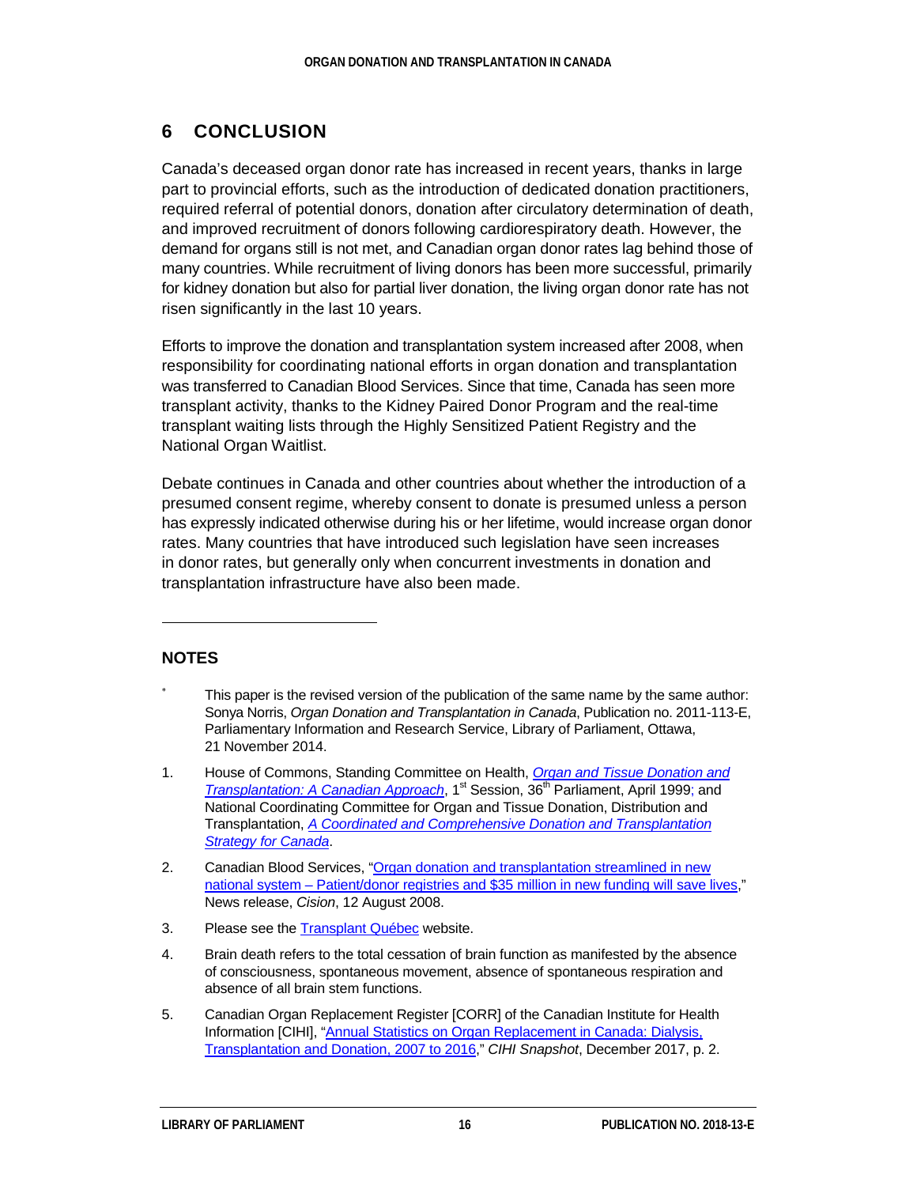## 6 CONCLUSION

Canada's deceased organ donor rate has increased in recent years, thanks in large part to provincial efforts, such as the introduction of dedicated donation practitioners, required referral of potential donors, donation after circulatory determination of death, and improved recruitment of donors following cardiorespiratory death. However, the demand for organs still is not met, and Canadian organ donor rates lag behind those of many countries. While recruitment of living donors has been more successful, primarily for kidney donation but also for partial liver donation, the living organ donor rate has not risen significantly in the last 10 years.

Efforts to improve the donation and transplantation system increased after 2008, when responsibility for coordinating national efforts in organ donation and transplantation was transferred to Canadian Blood Services. Since that time, Canada has seen more transplant activity, thanks to the Kidney Paired Donor Program and the real-time transplant waiting lists through the Highly Sensitized Patient Registry and the National Organ Waitlist.

Debate continues in Canada and other countries about whether the introduction of a presumed consent regime, whereby consent to donate is presumed unless a person has expressly indicated otherwise during his or her lifetime, would increase organ donor rates. Many countries that have introduced such legislation have seen increases in donor rates, but generally only when concurrent investments in donation and transplantation infrastructure have also been made.

---

### NOTES

\* This paper is the revised version of the publication of the same name by the same author: Sonya Norris, *Organ Donation and Transplantation in Canada*, Publication no. 2011-113-E, Parliamentary Information and Research Service, Library of Parliament, Ottawa, 21 November 2014.

1. House of Commons, Standing Committee on Health, *Organ and Tissue Donation and Transplantation: A Canadian Approach*, 1st Session, 36th Parliament, April 1999; and National Coordinating Committee for Organ and Tissue Donation, Distribution and Transplantation, *A Coordinated and Comprehensive Donation and Transplantation Strategy for Canada*.

2. Canadian Blood Services, "Organ donation and transplantation streamlined in new national system – Patient/donor registries and $35 million in new funding will save lives," News release, *Cision*, 12 August 2008.

3. Please see the Transplant Québec website.

4. Brain death refers to the total cessation of brain function as manifested by the absence of consciousness, spontaneous movement, absence of spontaneous respiration and absence of all brain stem functions.

5. Canadian Organ Replacement Register [CORR] of the Canadian Institute for Health Information [CIHI], "Annual Statistics on Organ Replacement in Canada: Dialysis, Transplantation and Donation, 2007 to 2016," *CIHI Snapshot*, December 2017, p. 2.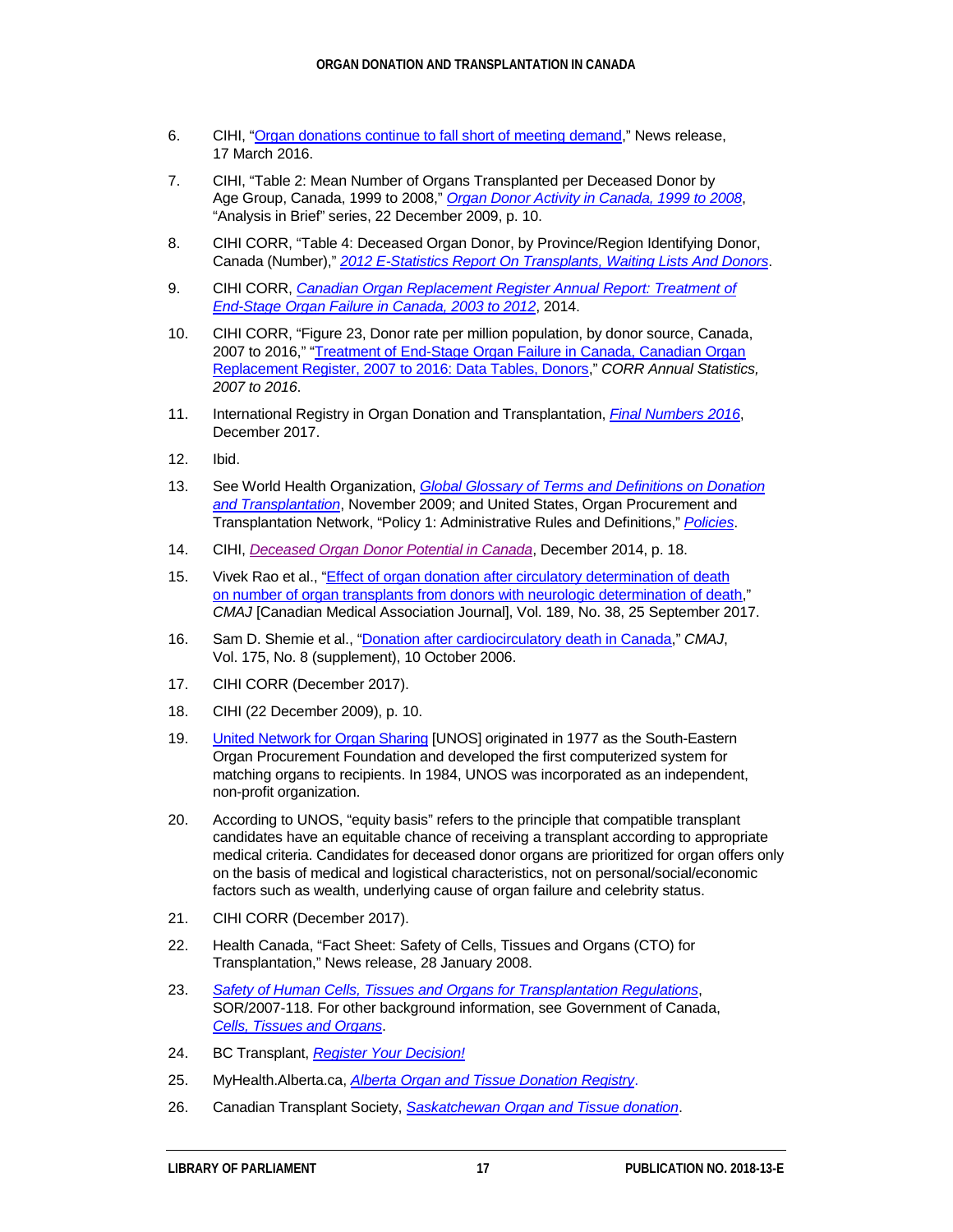6. CIHI, "Organ donations continue to fall short of meeting demand," News release, 17 March 2016.

7. CIHI, "Table 2: Mean Number of Organs Transplanted per Deceased Donor by Age Group, Canada, 1999 to 2008," *Organ Donor Activity in Canada, 1999 to 2008*, "Analysis in Brief" series, 22 December 2009, p. 10.

8. CIHI CORR, "Table 4: Deceased Organ Donor, by Province/Region Identifying Donor, Canada (Number)," *2012 E-Statistics Report On Transplants, Waiting Lists And Donors*.

9. CIHI CORR, *Canadian Organ Replacement Register Annual Report: Treatment of End-Stage Organ Failure in Canada, 2003 to 2012*, 2014.

10. CIHI CORR, "Figure 23, Donor rate per million population, by donor source, Canada, 2007 to 2016," "Treatment of End-Stage Organ Failure in Canada, Canadian Organ Replacement Register, 2007 to 2016: Data Tables, Donors," *CORR Annual Statistics, 2007 to 2016*.

11. International Registry in Organ Donation and Transplantation, *Final Numbers 2016*, December 2017.

12. Ibid.

13. See World Health Organization, *Global Glossary of Terms and Definitions on Donation and Transplantation*, November 2009; and United States, Organ Procurement and Transplantation Network, "Policy 1: Administrative Rules and Definitions," *Policies*.

14. CIHI, *Deceased Organ Donor Potential in Canada*, December 2014, p. 18.

15. Vivek Rao et al., "Effect of organ donation after circulatory determination of death on number of organ transplants from donors with neurologic determination of death," *CMAJ* [Canadian Medical Association Journal], Vol. 189, No. 38, 25 September 2017.

16. Sam D. Shemie et al., "Donation after cardiocirculatory death in Canada," *CMAJ*, Vol. 175, No. 8 (supplement), 10 October 2006.

17. CIHI CORR (December 2017).

18. CIHI (22 December 2009), p. 10.

19. United Network for Organ Sharing [UNOS] originated in 1977 as the South-Eastern Organ Procurement Foundation and developed the first computerized system for matching organs to recipients. In 1984, UNOS was incorporated as an independent, non-profit organization.

20. According to UNOS, "equity basis" refers to the principle that compatible transplant candidates have an equitable chance of receiving a transplant according to appropriate medical criteria. Candidates for deceased donor organs are prioritized for organ offers only on the basis of medical and logistical characteristics, not on personal/social/economic factors such as wealth, underlying cause of organ failure and celebrity status.

21. CIHI CORR (December 2017).

22. Health Canada, "Fact Sheet: Safety of Cells, Tissues and Organs (CTO) for Transplantation," News release, 28 January 2008.

23. *Safety of Human Cells, Tissues and Organs for Transplantation Regulations*, SOR/2007-118. For other background information, see Government of Canada, *Cells, Tissues and Organs*.

24. BC Transplant, *Register Your Decision!*

25. MyHealth.Alberta.ca, *Alberta Organ and Tissue Donation Registry*.

26. Canadian Transplant Society, *Saskatchewan Organ and Tissue donation*.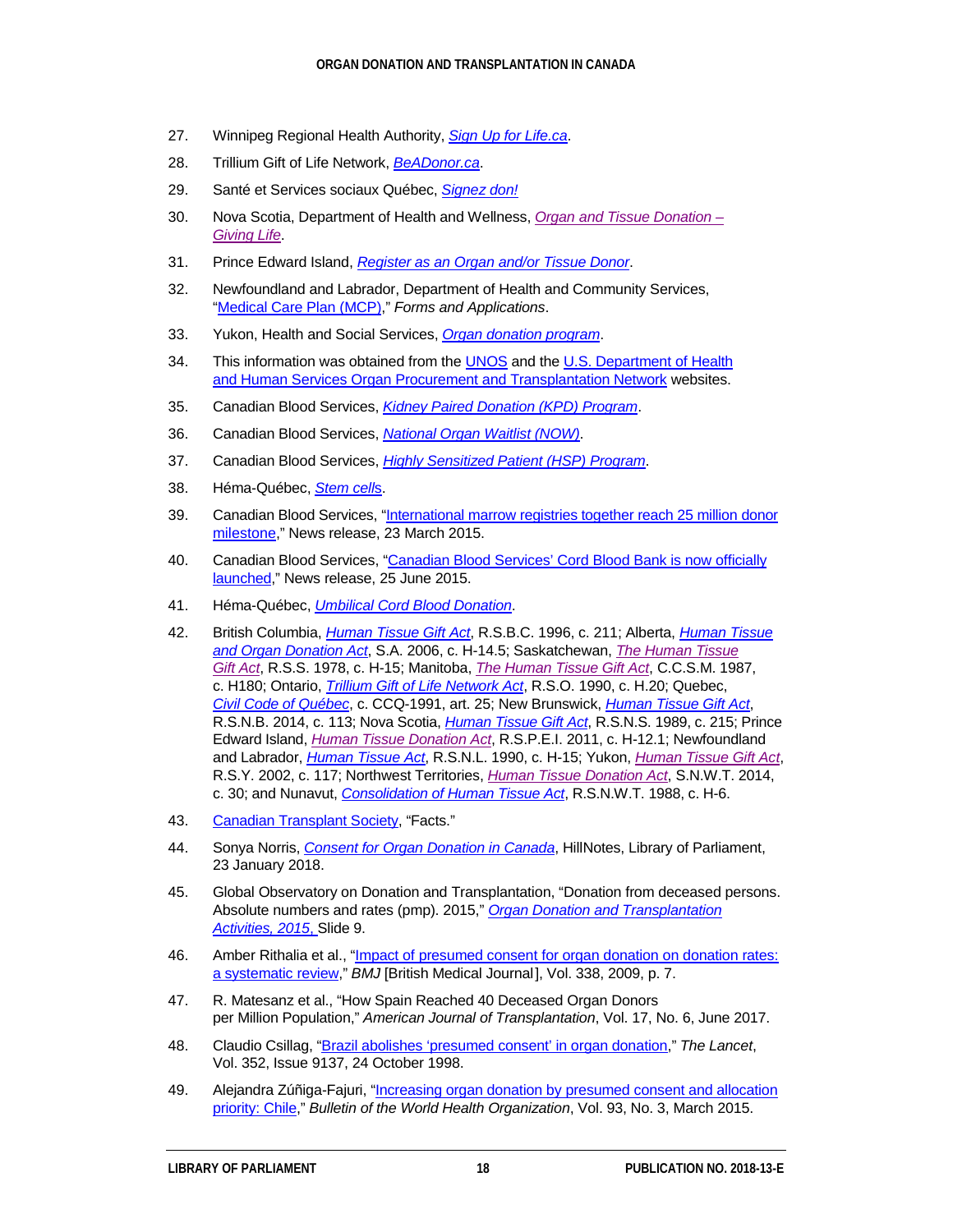27. Winnipeg Regional Health Authority, *Sign Up for Life.ca*.

28. Trillium Gift of Life Network, *BeADonor.ca*.

29. Santé et Services sociaux Québec, *Signez don!*

30. Nova Scotia, Department of Health and Wellness, *Organ and Tissue Donation – Giving Life*.

31. Prince Edward Island, *Register as an Organ and/or Tissue Donor*.

32. Newfoundland and Labrador, Department of Health and Community Services, "Medical Care Plan (MCP)," *Forms and Applications*.

33. Yukon, Health and Social Services, *Organ donation program*.

34. This information was obtained from the UNOS and the U.S. Department of Health and Human Services Organ Procurement and Transplantation Network websites.

35. Canadian Blood Services, *Kidney Paired Donation (KPD) Program*.

36. Canadian Blood Services, *National Organ Waitlist (NOW)*.

37. Canadian Blood Services, *Highly Sensitized Patient (HSP) Program*.

38. Héma-Québec, *Stem cells*.

39. Canadian Blood Services, "International marrow registries together reach 25 million donor milestone," News release, 23 March 2015.

40. Canadian Blood Services, "Canadian Blood Services' Cord Blood Bank is now officially launched," News release, 25 June 2015.

41. Héma-Québec, *Umbilical Cord Blood Donation*.

42. British Columbia, *Human Tissue Gift Act*, R.S.B.C. 1996, c. 211; Alberta, *Human Tissue and Organ Donation Act*, S.A. 2006, c. H-14.5; Saskatchewan, *The Human Tissue Gift Act*, R.S.S. 1978, c. H-15; Manitoba, *The Human Tissue Gift Act*, C.C.S.M. 1987, c. H180; Ontario, *Trillium Gift of Life Network Act*, R.S.O. 1990, c. H.20; Quebec, *Civil Code of Québec*, c. CCQ-1991, art. 25; New Brunswick, *Human Tissue Gift Act*, R.S.N.B. 2014, c. 113; Nova Scotia, *Human Tissue Gift Act*, R.S.N.S. 1989, c. 215; Prince Edward Island, *Human Tissue Donation Act*, R.S.P.E.I. 2011, c. H-12.1; Newfoundland and Labrador, *Human Tissue Act*, R.S.N.L. 1990, c. H-15; Yukon, *Human Tissue Gift Act*, R.S.Y. 2002, c. 117; Northwest Territories, *Human Tissue Donation Act*, S.N.W.T. 2014, c. 30; and Nunavut, *Consolidation of Human Tissue Act*, R.S.N.W.T. 1988, c. H-6.

43. Canadian Transplant Society, "Facts."

44. Sonya Norris, *Consent for Organ Donation in Canada*, HillNotes, Library of Parliament, 23 January 2018.

45. Global Observatory on Donation and Transplantation, "Donation from deceased persons. Absolute numbers and rates (pmp). 2015," *Organ Donation and Transplantation Activities, 2015,* Slide 9.

46. Amber Rithalia et al., "Impact of presumed consent for organ donation on donation rates: a systematic review," *BMJ* [British Medical Journal], Vol. 338, 2009, p. 7.

47. R. Matesanz et al., "How Spain Reached 40 Deceased Organ Donors per Million Population," *American Journal of Transplantation*, Vol. 17, No. 6, June 2017.

48. Claudio Csillag, "Brazil abolishes 'presumed consent' in organ donation," *The Lancet*, Vol. 352, Issue 9137, 24 October 1998.

49. Alejandra Zúñiga-Fajuri, "Increasing organ donation by presumed consent and allocation priority: Chile," *Bulletin of the World Health Organization*, Vol. 93, No. 3, March 2015.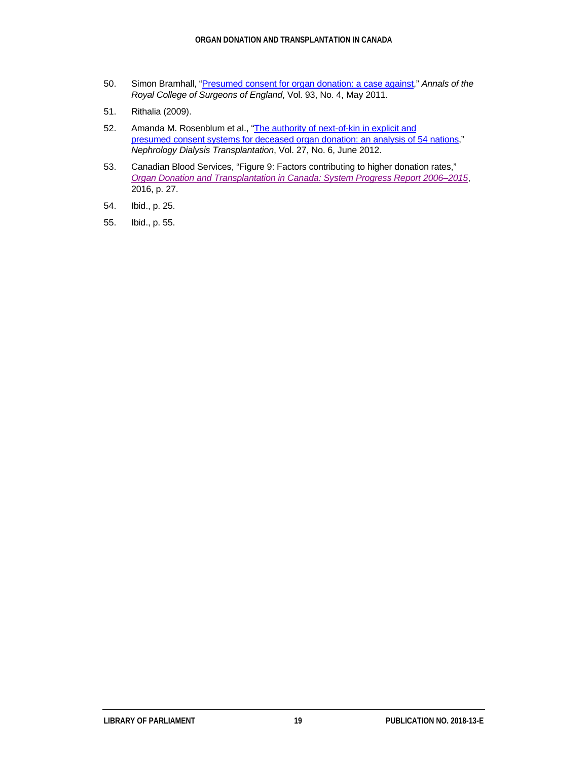50. Simon Bramhall, "Presumed consent for organ donation: a case against," *Annals of the Royal College of Surgeons of England*, Vol. 93, No. 4, May 2011.

51. Rithalia (2009).

52. Amanda M. Rosenblum et al., "The authority of next-of-kin in explicit and presumed consent systems for deceased organ donation: an analysis of 54 nations," *Nephrology Dialysis Transplantation*, Vol. 27, No. 6, June 2012.

53. Canadian Blood Services, "Figure 9: Factors contributing to higher donation rates," *Organ Donation and Transplantation in Canada: System Progress Report 2006–2015*, 2016, p. 27.

54. Ibid., p. 25.

55. Ibid., p. 55.